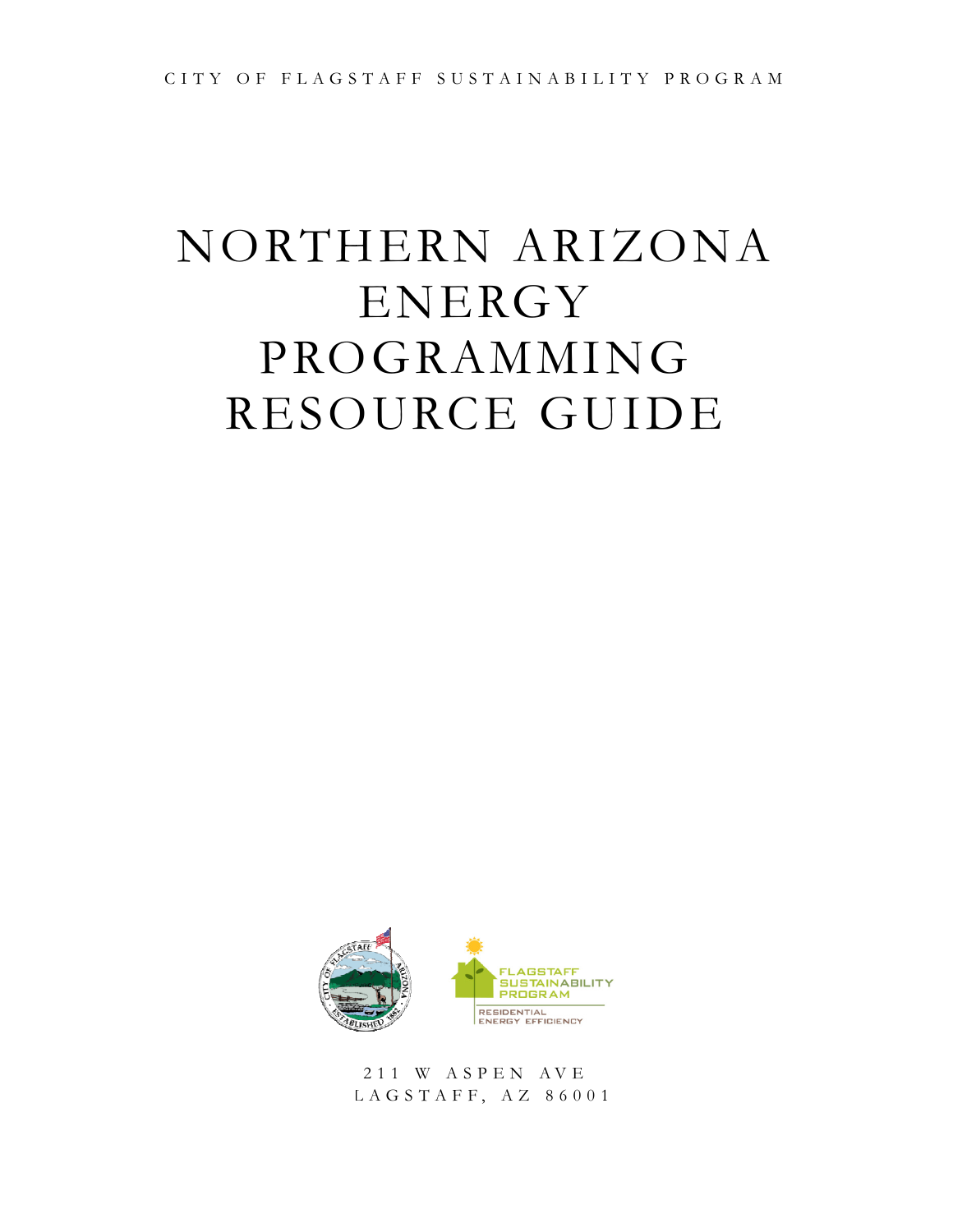CITY OF FLAGSTAFF SUSTAINABILITY PROGRAM

# NORTHERN ARIZONA ENERGY PROGRAMMING RESOURCE GUIDE

211 W ASPEN AVE
LAGSTAFF, AZ 86001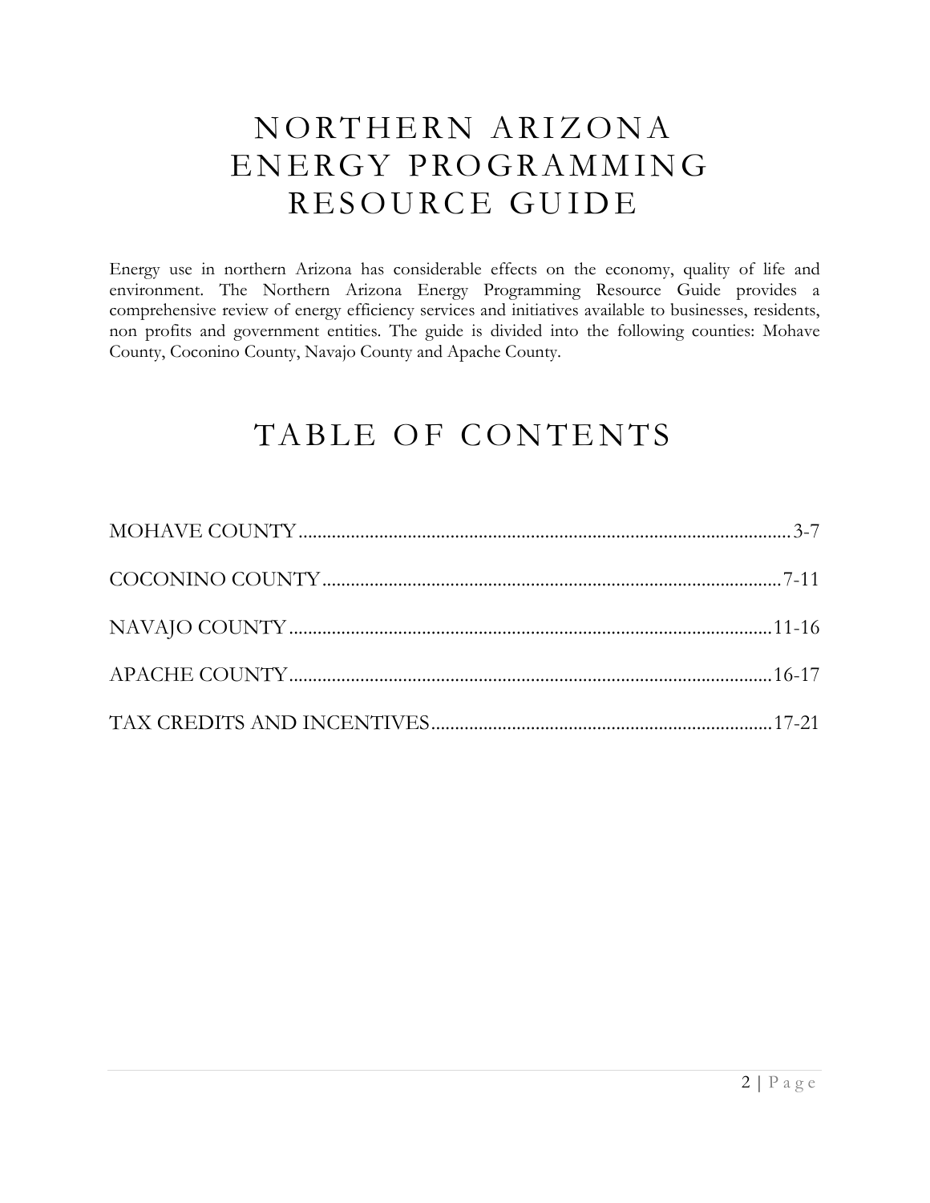# NORTHERN ARIZONA ENERGY PROGRAMMING RESOURCE GUIDE

Energy use in northern Arizona has considerable effects on the economy, quality of life and environment. The Northern Arizona Energy Programming Resource Guide provides a comprehensive review of energy efficiency services and initiatives available to businesses, residents, non profits and government entities. The guide is divided into the following counties: Mohave County, Coconino County, Navajo County and Apache County.

# TABLE OF CONTENTS

MOHAVE COUNTY ........................................................................................................ 3-7

COCONINO COUNTY ................................................................................................. 7-11

NAVAJO COUNTY ..................................................................................................... 11-16

APACHE COUNTY ..................................................................................................... 16-17

TAX CREDITS AND INCENTIVES ........................................................................ 17-21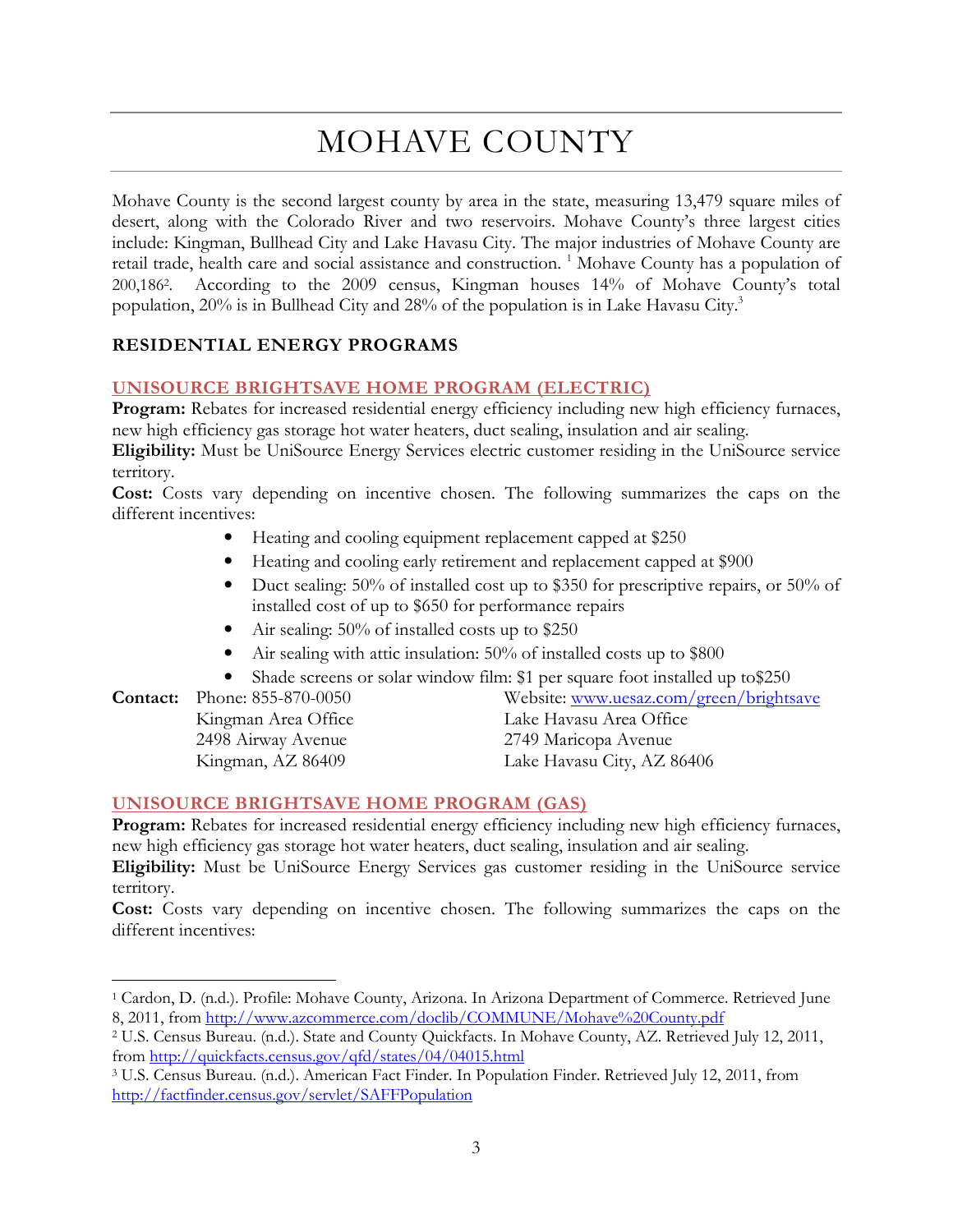# MOHAVE COUNTY

Mohave County is the second largest county by area in the state, measuring 13,479 square miles of desert, along with the Colorado River and two reservoirs. Mohave County's three largest cities include: Kingman, Bullhead City and Lake Havasu City. The major industries of Mohave County are retail trade, health care and social assistance and construction. [1] Mohave County has a population of 200,186[2]. According to the 2009 census, Kingman houses 14% of Mohave County's total population, 20% is in Bullhead City and 28% of the population is in Lake Havasu City.[3]

## RESIDENTIAL ENERGY PROGRAMS

### UNISOURCE BRIGHTSAVE HOME PROGRAM (ELECTRIC)

**Program:** Rebates for increased residential energy efficiency including new high efficiency furnaces, new high efficiency gas storage hot water heaters, duct sealing, insulation and air sealing.

**Eligibility:** Must be UniSource Energy Services electric customer residing in the UniSource service territory.

**Cost:** Costs vary depending on incentive chosen. The following summarizes the caps on the different incentives:

- Heating and cooling equipment replacement capped at $250
- Heating and cooling early retirement and replacement capped at $900
- Duct sealing: 50% of installed cost up to $350 for prescriptive repairs, or 50% of installed cost of up to $650 for performance repairs
- Air sealing: 50% of installed costs up to $250
- Air sealing with attic insulation: 50% of installed costs up to $800
- Shade screens or solar window film: $1 per square foot installed up to$250

**Contact:** Phone: 855-870-0050
Website: www.uesaz.com/green/brightsave

Kingman Area Office
2498 Airway Avenue
Kingman, AZ 86409

Lake Havasu Area Office
2749 Maricopa Avenue
Lake Havasu City, AZ 86406

### UNISOURCE BRIGHTSAVE HOME PROGRAM (GAS)

**Program:** Rebates for increased residential energy efficiency including new high efficiency furnaces, new high efficiency gas storage hot water heaters, duct sealing, insulation and air sealing.

**Eligibility:** Must be UniSource Energy Services gas customer residing in the UniSource service territory.

**Cost:** Costs vary depending on incentive chosen. The following summarizes the caps on the different incentives:

---

[1] Cardon, D. (n.d.). Profile: Mohave County, Arizona. In Arizona Department of Commerce. Retrieved June 8, 2011, from http://www.azcommerce.com/doclib/COMMUNE/Mohave%20County.pdf

[2] U.S. Census Bureau. (n.d.). State and County Quickfacts. In Mohave County, AZ. Retrieved July 12, 2011, from http://quickfacts.census.gov/qfd/states/04/04015.html

[3] U.S. Census Bureau. (n.d.). American Fact Finder. In Population Finder. Retrieved July 12, 2011, from http://factfinder.census.gov/servlet/SAFFPopulation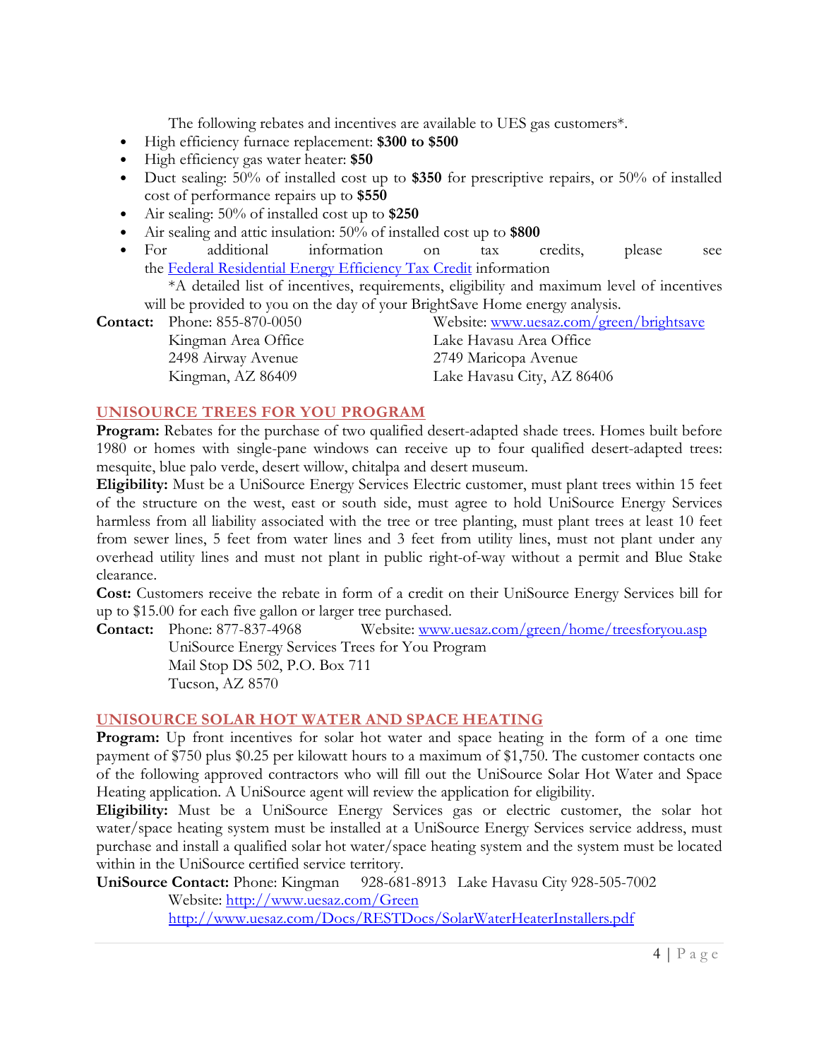The following rebates and incentives are available to UES gas customers*.

- High efficiency furnace replacement: **$300 to $500**
- High efficiency gas water heater: **$50**
- Duct sealing: 50% of installed cost up to **$350** for prescriptive repairs, or 50% of installed cost of performance repairs up to **$550**
- Air sealing: 50% of installed cost up to **$250**
- Air sealing and attic insulation: 50% of installed cost up to **$800**
- For additional information on tax credits, please see the [Federal Residential Energy Efficiency Tax Credit](#) information

*A detailed list of incentives, requirements, eligibility and maximum level of incentives will be provided to you on the day of your BrightSave Home energy analysis.

**Contact:** Phone: 855-870-0050
Website: [www.uesaz.com/green/brightsave](http://www.uesaz.com/green/brightsave)

Kingman Area Office
2498 Airway Avenue
Kingman, AZ 86409

Lake Havasu Area Office
2749 Maricopa Avenue
Lake Havasu City, AZ 86406

## UNISOURCE TREES FOR YOU PROGRAM

**Program:** Rebates for the purchase of two qualified desert-adapted shade trees. Homes built before 1980 or homes with single-pane windows can receive up to four qualified desert-adapted trees: mesquite, blue palo verde, desert willow, chitalpa and desert museum.

**Eligibility:** Must be a UniSource Energy Services Electric customer, must plant trees within 15 feet of the structure on the west, east or south side, must agree to hold UniSource Energy Services harmless from all liability associated with the tree or tree planting, must plant trees at least 10 feet from sewer lines, 5 feet from water lines and 3 feet from utility lines, must not plant under any overhead utility lines and must not plant in public right-of-way without a permit and Blue Stake clearance.

**Cost:** Customers receive the rebate in form of a credit on their UniSource Energy Services bill for up to $15.00 for each five gallon or larger tree purchased.

**Contact:** Phone: 877-837-4968
Website: [www.uesaz.com/green/home/treesforyou.asp](http://www.uesaz.com/green/home/treesforyou.asp)

UniSource Energy Services Trees for You Program
Mail Stop DS 502, P.O. Box 711
Tucson, AZ 8570

## UNISOURCE SOLAR HOT WATER AND SPACE HEATING

**Program:** Up front incentives for solar hot water and space heating in the form of a one time payment of $750 plus $0.25 per kilowatt hours to a maximum of $1,750. The customer contacts one of the following approved contractors who will fill out the UniSource Solar Hot Water and Space Heating application. A UniSource agent will review the application for eligibility.

**Eligibility:** Must be a UniSource Energy Services gas or electric customer, the solar hot water/space heating system must be installed at a UniSource Energy Services service address, must purchase and install a qualified solar hot water/space heating system and the system must be located within in the UniSource certified service territory.

**UniSource Contact:** Phone: Kingman 928-681-8913 Lake Havasu City 928-505-7002
Website: [http://www.uesaz.com/Green](http://www.uesaz.com/Green)
[http://www.uesaz.com/Docs/RESTDocs/SolarWaterHeaterInstallers.pdf](http://www.uesaz.com/Docs/RESTDocs/SolarWaterHeaterInstallers.pdf)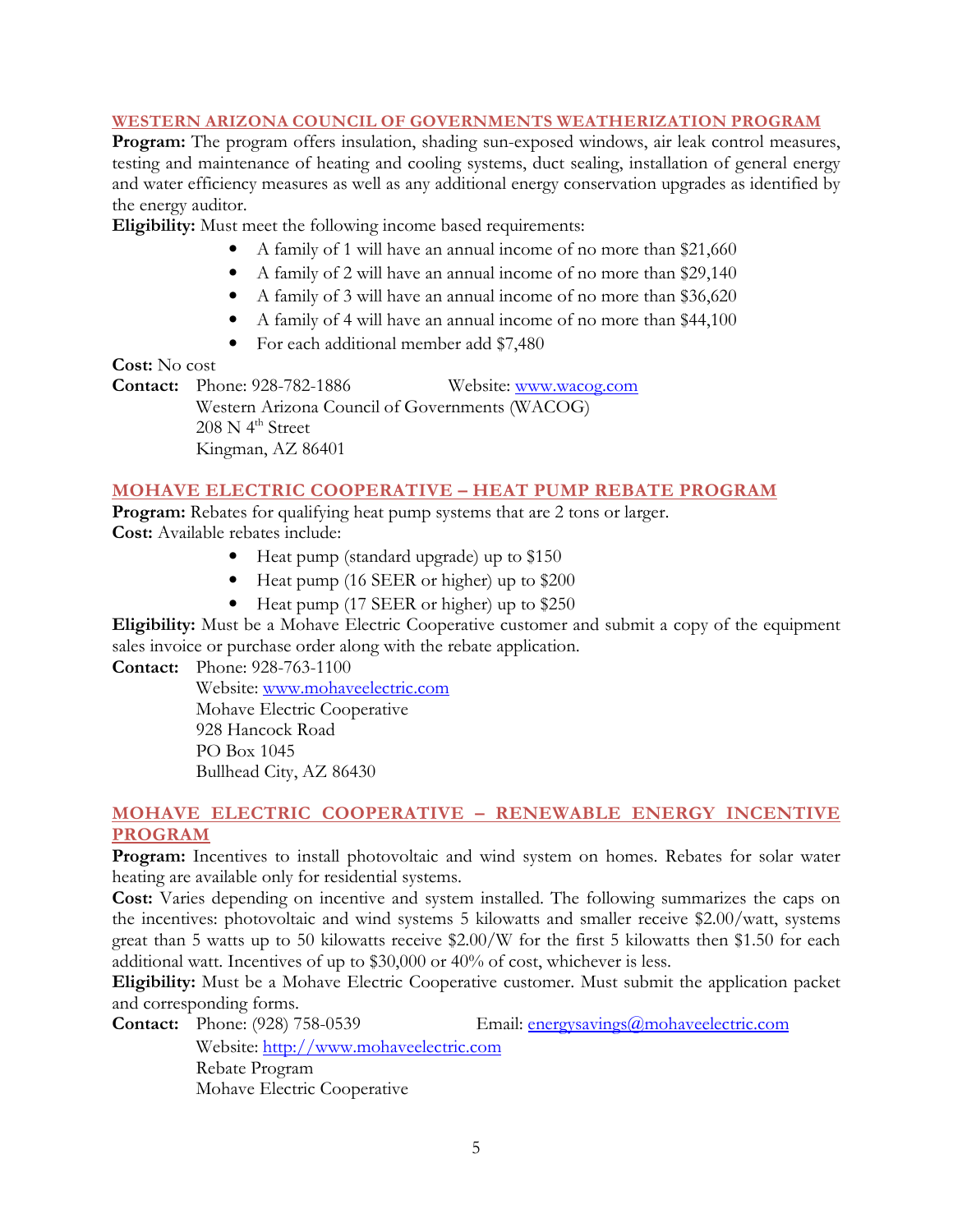## WESTERN ARIZONA COUNCIL OF GOVERNMENTS WEATHERIZATION PROGRAM

**Program:** The program offers insulation, shading sun-exposed windows, air leak control measures, testing and maintenance of heating and cooling systems, duct sealing, installation of general energy and water efficiency measures as well as any additional energy conservation upgrades as identified by the energy auditor.

**Eligibility:** Must meet the following income based requirements:

- A family of 1 will have an annual income of no more than $21,660
- A family of 2 will have an annual income of no more than $29,140
- A family of 3 will have an annual income of no more than $36,620
- A family of 4 will have an annual income of no more than $44,100
- For each additional member add $7,480

**Cost:** No cost

**Contact:** Phone: 928-782-1886 Website: www.wacog.com
Western Arizona Council of Governments (WACOG)
208 N 4th Street
Kingman, AZ 86401

## MOHAVE ELECTRIC COOPERATIVE – HEAT PUMP REBATE PROGRAM

**Program:** Rebates for qualifying heat pump systems that are 2 tons or larger.

**Cost:** Available rebates include:

- Heat pump (standard upgrade) up to $150
- Heat pump (16 SEER or higher) up to $200
- Heat pump (17 SEER or higher) up to $250

**Eligibility:** Must be a Mohave Electric Cooperative customer and submit a copy of the equipment sales invoice or purchase order along with the rebate application.

**Contact:** Phone: 928-763-1100
Website: www.mohaveelectric.com
Mohave Electric Cooperative
928 Hancock Road
PO Box 1045
Bullhead City, AZ 86430

## MOHAVE ELECTRIC COOPERATIVE – RENEWABLE ENERGY INCENTIVE PROGRAM

**Program:** Incentives to install photovoltaic and wind system on homes. Rebates for solar water heating are available only for residential systems.

**Cost:** Varies depending on incentive and system installed. The following summarizes the caps on the incentives: photovoltaic and wind systems 5 kilowatts and smaller receive $2.00/watt, systems great than 5 watts up to 50 kilowatts receive $2.00/W for the first 5 kilowatts then $1.50 for each additional watt. Incentives of up to $30,000 or 40% of cost, whichever is less.

**Eligibility:** Must be a Mohave Electric Cooperative customer. Must submit the application packet and corresponding forms.

**Contact:** Phone: (928) 758-0539 Email: energysavings@mohaveelectric.com
Website: http://www.mohaveelectric.com
Rebate Program
Mohave Electric Cooperative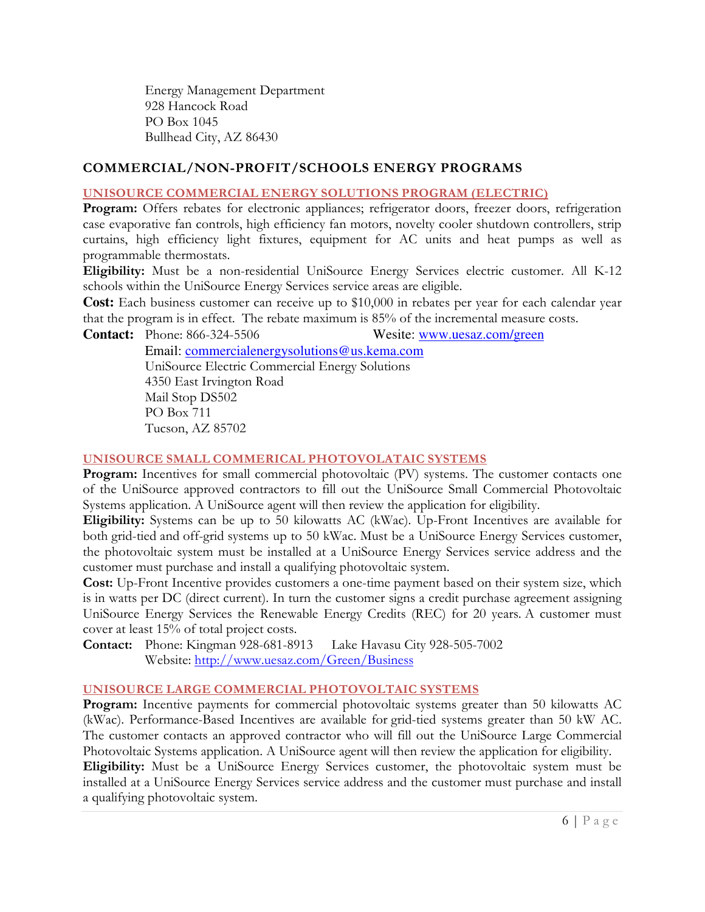Energy Management Department
928 Hancock Road
PO Box 1045
Bullhead City, AZ 86430

## COMMERCIAL/NON-PROFIT/SCHOOLS ENERGY PROGRAMS

### UNISOURCE COMMERCIAL ENERGY SOLUTIONS PROGRAM (ELECTRIC)

**Program:** Offers rebates for electronic appliances; refrigerator doors, freezer doors, refrigeration case evaporative fan controls, high efficiency fan motors, novelty cooler shutdown controllers, strip curtains, high efficiency light fixtures, equipment for AC units and heat pumps as well as programmable thermostats.

**Eligibility:** Must be a non-residential UniSource Energy Services electric customer. All K-12 schools within the UniSource Energy Services service areas are eligible.

**Cost:** Each business customer can receive up to $10,000 in rebates per year for each calendar year that the program is in effect. The rebate maximum is 85% of the incremental measure costs.

**Contact:** Phone: 866-324-5506 Wesite: www.uesaz.com/green
Email: commercialenergysolutions@us.kema.com
UniSource Electric Commercial Energy Solutions
4350 East Irvington Road
Mail Stop DS502
PO Box 711
Tucson, AZ 85702

### UNISOURCE SMALL COMMERICAL PHOTOVOLATAIC SYSTEMS

**Program:** Incentives for small commercial photovoltaic (PV) systems. The customer contacts one of the UniSource approved contractors to fill out the UniSource Small Commercial Photovoltaic Systems application. A UniSource agent will then review the application for eligibility.

**Eligibility:** Systems can be up to 50 kilowatts AC (kWac). Up-Front Incentives are available for both grid-tied and off-grid systems up to 50 kWac. Must be a UniSource Energy Services customer, the photovoltaic system must be installed at a UniSource Energy Services service address and the customer must purchase and install a qualifying photovoltaic system.

**Cost:** Up-Front Incentive provides customers a one-time payment based on their system size, which is in watts per DC (direct current). In turn the customer signs a credit purchase agreement assigning UniSource Energy Services the Renewable Energy Credits (REC) for 20 years. A customer must cover at least 15% of total project costs.

**Contact:** Phone: Kingman 928-681-8913 Lake Havasu City 928-505-7002
Website: http://www.uesaz.com/Green/Business

### UNISOURCE LARGE COMMERCIAL PHOTOVOLTAIC SYSTEMS

**Program:** Incentive payments for commercial photovoltaic systems greater than 50 kilowatts AC (kWac). Performance-Based Incentives are available for grid-tied systems greater than 50 kW AC. The customer contacts an approved contractor who will fill out the UniSource Large Commercial Photovoltaic Systems application. A UniSource agent will then review the application for eligibility.

**Eligibility:** Must be a UniSource Energy Services customer, the photovoltaic system must be installed at a UniSource Energy Services service address and the customer must purchase and install a qualifying photovoltaic system.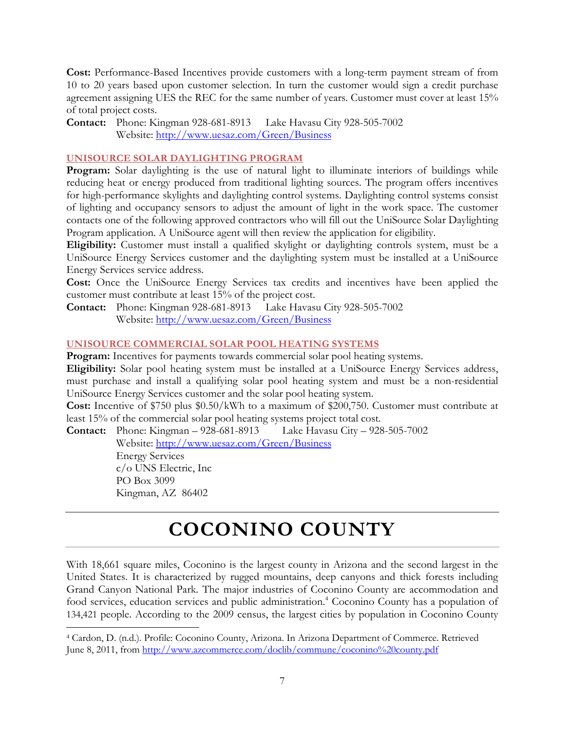**Cost:** Performance-Based Incentives provide customers with a long-term payment stream of from 10 to 20 years based upon customer selection. In turn the customer would sign a credit purchase agreement assigning UES the REC for the same number of years. Customer must cover at least 15% of total project costs.

**Contact:** Phone: Kingman 928-681-8913 Lake Havasu City 928-505-7002
Website: http://www.uesaz.com/Green/Business

### UNISOURCE SOLAR DAYLIGHTING PROGRAM

**Program:** Solar daylighting is the use of natural light to illuminate interiors of buildings while reducing heat or energy produced from traditional lighting sources. The program offers incentives for high-performance skylights and daylighting control systems. Daylighting control systems consist of lighting and occupancy sensors to adjust the amount of light in the work space. The customer contacts one of the following approved contractors who will fill out the UniSource Solar Daylighting Program application. A UniSource agent will then review the application for eligibility.

**Eligibility:** Customer must install a qualified skylight or daylighting controls system, must be a UniSource Energy Services customer and the daylighting system must be installed at a UniSource Energy Services service address.

**Cost:** Once the UniSource Energy Services tax credits and incentives have been applied the customer must contribute at least 15% of the project cost.

**Contact:** Phone: Kingman 928-681-8913 Lake Havasu City 928-505-7002
Website: http://www.uesaz.com/Green/Business

### UNISOURCE COMMERCIAL SOLAR POOL HEATING SYSTEMS

**Program:** Incentives for payments towards commercial solar pool heating systems.

**Eligibility:** Solar pool heating system must be installed at a UniSource Energy Services address, must purchase and install a qualifying solar pool heating system and must be a non-residential UniSource Energy Services customer and the solar pool heating system.

**Cost:** Incentive of $750 plus $0.50/kWh to a maximum of $200,750. Customer must contribute at least 15% of the commercial solar pool heating systems project total cost.

**Contact:** Phone: Kingman – 928-681-8913 Lake Havasu City – 928-505-7002
Website: http://www.uesaz.com/Green/Business
Energy Services
c/o UNS Electric, Inc
PO Box 3099
Kingman, AZ 86402

# COCONINO COUNTY

With 18,661 square miles, Coconino is the largest county in Arizona and the second largest in the United States. It is characterized by rugged mountains, deep canyons and thick forests including Grand Canyon National Park. The major industries of Coconino County are accommodation and food services, education services and public administration.[4] Coconino County has a population of 134,421 people. According to the 2009 census, the largest cities by population in Coconino County

[4] Cardon, D. (n.d.). Profile: Coconino County, Arizona. In Arizona Department of Commerce. Retrieved June 8, 2011, from http://www.azcommerce.com/doclib/commune/coconino%20county.pdf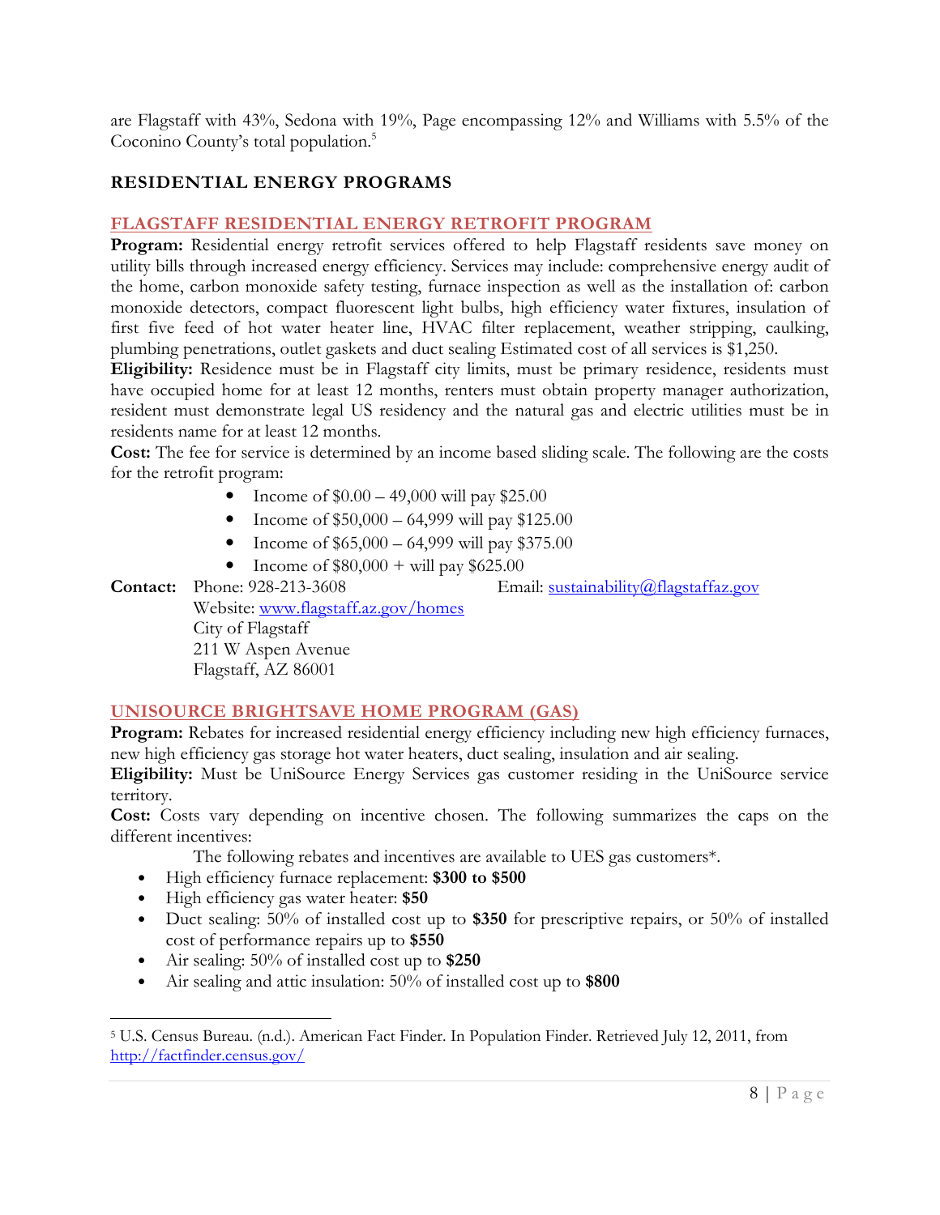are Flagstaff with 43%, Sedona with 19%, Page encompassing 12% and Williams with 5.5% of the Coconino County's total population.[5]

## RESIDENTIAL ENERGY PROGRAMS

### FLAGSTAFF RESIDENTIAL ENERGY RETROFIT PROGRAM

**Program:** Residential energy retrofit services offered to help Flagstaff residents save money on utility bills through increased energy efficiency. Services may include: comprehensive energy audit of the home, carbon monoxide safety testing, furnace inspection as well as the installation of: carbon monoxide detectors, compact fluorescent light bulbs, high efficiency water fixtures, insulation of first five feed of hot water heater line, HVAC filter replacement, weather stripping, caulking, plumbing penetrations, outlet gaskets and duct sealing Estimated cost of all services is $1,250.

**Eligibility:** Residence must be in Flagstaff city limits, must be primary residence, residents must have occupied home for at least 12 months, renters must obtain property manager authorization, resident must demonstrate legal US residency and the natural gas and electric utilities must be in residents name for at least 12 months.

**Cost:** The fee for service is determined by an income based sliding scale. The following are the costs for the retrofit program:

- Income of $0.00 – 49,000 will pay $25.00
- Income of $50,000 – 64,999 will pay $125.00
- Income of $65,000 – 64,999 will pay $375.00
- Income of $80,000 + will pay $625.00

**Contact:** Phone: 928-213-3608 Email: sustainability@flagstaffaz.gov
Website: www.flagstaff.az.gov/homes
City of Flagstaff
211 W Aspen Avenue
Flagstaff, AZ 86001

### UNISOURCE BRIGHTSAVE HOME PROGRAM (GAS)

**Program:** Rebates for increased residential energy efficiency including new high efficiency furnaces, new high efficiency gas storage hot water heaters, duct sealing, insulation and air sealing.

**Eligibility:** Must be UniSource Energy Services gas customer residing in the UniSource service territory.

**Cost:** Costs vary depending on incentive chosen. The following summarizes the caps on the different incentives:

The following rebates and incentives are available to UES gas customers*.

- High efficiency furnace replacement: **$300 to $500**
- High efficiency gas water heater: **$50**
- Duct sealing: 50% of installed cost up to **$350** for prescriptive repairs, or 50% of installed cost of performance repairs up to **$550**
- Air sealing: 50% of installed cost up to **$250**
- Air sealing and attic insulation: 50% of installed cost up to **$800**

---

[5] U.S. Census Bureau. (n.d.). American Fact Finder. In Population Finder. Retrieved July 12, 2011, from http://factfinder.census.gov/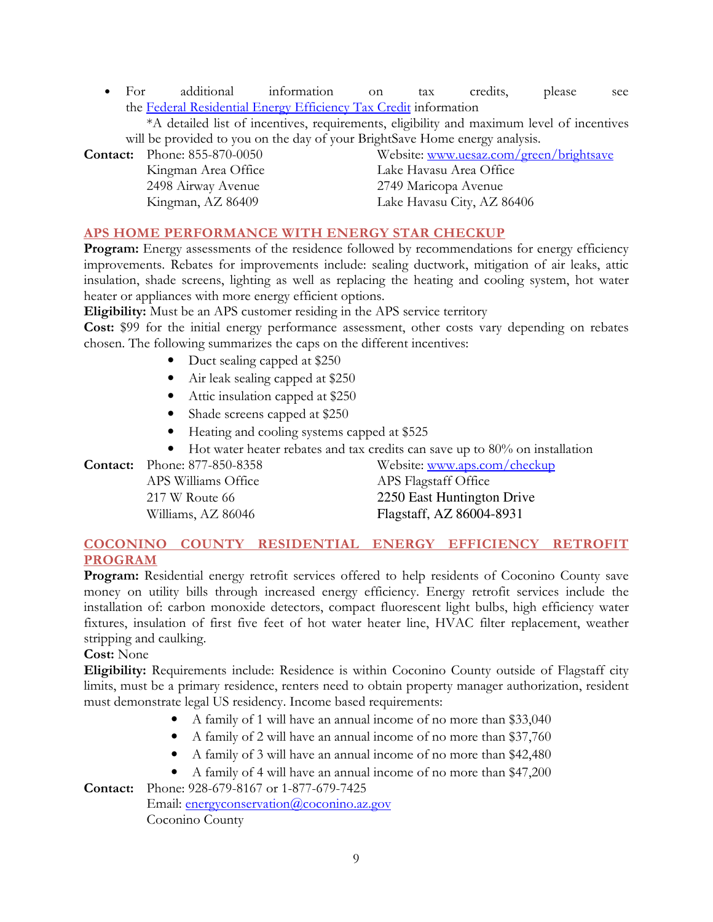- For additional information on tax credits, please see the [Federal Residential Energy Efficiency Tax Credit](#) information

  *A detailed list of incentives, requirements, eligibility and maximum level of incentives will be provided to you on the day of your BrightSave Home energy analysis.

**Contact:** Phone: 855-870-0050
Website: [www.uesaz.com/green/brightsave](http://www.uesaz.com/green/brightsave)

Kingman Area Office
2498 Airway Avenue
Kingman, AZ 86409

Lake Havasu Area Office
2749 Maricopa Avenue
Lake Havasu City, AZ 86406

## APS HOME PERFORMANCE WITH ENERGY STAR CHECKUP

**Program:** Energy assessments of the residence followed by recommendations for energy efficiency improvements. Rebates for improvements include: sealing ductwork, mitigation of air leaks, attic insulation, shade screens, lighting as well as replacing the heating and cooling system, hot water heater or appliances with more energy efficient options.

**Eligibility:** Must be an APS customer residing in the APS service territory

**Cost:** $99 for the initial energy performance assessment, other costs vary depending on rebates chosen. The following summarizes the caps on the different incentives:

- Duct sealing capped at $250
- Air leak sealing capped at $250
- Attic insulation capped at $250
- Shade screens capped at $250
- Heating and cooling systems capped at $525
- Hot water heater rebates and tax credits can save up to 80% on installation

**Contact:** Phone: 877-850-8358
Website: [www.aps.com/checkup](http://www.aps.com/checkup)

APS Williams Office
217 W Route 66
Williams, AZ 86046

APS Flagstaff Office
2250 East Huntington Drive
Flagstaff, AZ 86004-8931

## COCONINO COUNTY RESIDENTIAL ENERGY EFFICIENCY RETROFIT PROGRAM

**Program:** Residential energy retrofit services offered to help residents of Coconino County save money on utility bills through increased energy efficiency. Energy retrofit services include the installation of: carbon monoxide detectors, compact fluorescent light bulbs, high efficiency water fixtures, insulation of first five feet of hot water heater line, HVAC filter replacement, weather stripping and caulking.

**Cost:** None

**Eligibility:** Requirements include: Residence is within Coconino County outside of Flagstaff city limits, must be a primary residence, renters need to obtain property manager authorization, resident must demonstrate legal US residency. Income based requirements:

- A family of 1 will have an annual income of no more than $33,040
- A family of 2 will have an annual income of no more than $37,760
- A family of 3 will have an annual income of no more than $42,480
- A family of 4 will have an annual income of no more than $47,200

**Contact:** Phone: 928-679-8167 or 1-877-679-7425
Email: [energyconservation@coconino.az.gov](mailto:energyconservation@coconino.az.gov)
Coconino County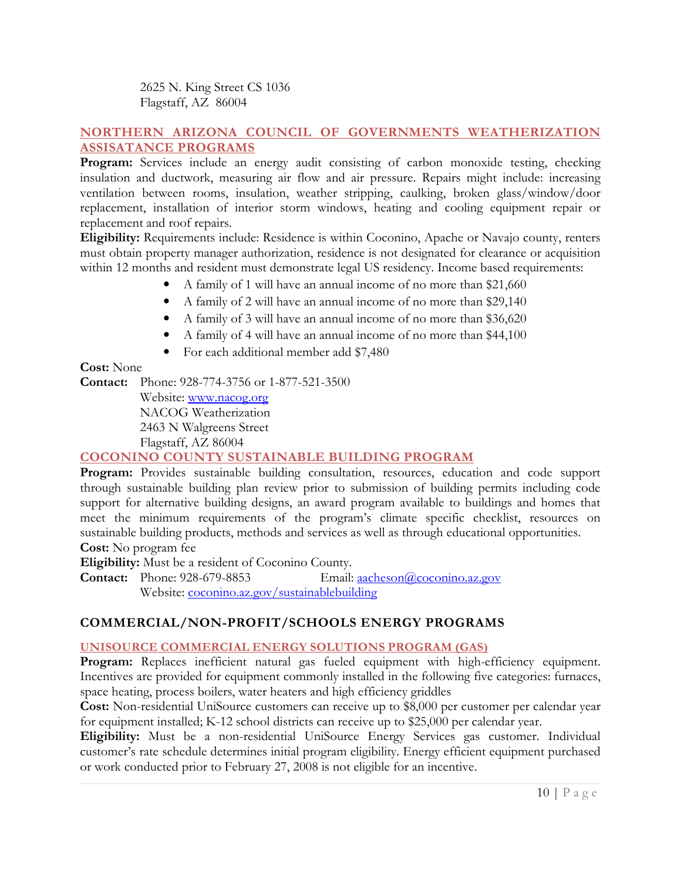2625 N. King Street CS 1036
Flagstaff, AZ 86004

### NORTHERN ARIZONA COUNCIL OF GOVERNMENTS WEATHERIZATION ASSISATANCE PROGRAMS

**Program:** Services include an energy audit consisting of carbon monoxide testing, checking insulation and ductwork, measuring air flow and air pressure. Repairs might include: increasing ventilation between rooms, insulation, weather stripping, caulking, broken glass/window/door replacement, installation of interior storm windows, heating and cooling equipment repair or replacement and roof repairs.

**Eligibility:** Requirements include: Residence is within Coconino, Apache or Navajo county, renters must obtain property manager authorization, residence is not designated for clearance or acquisition within 12 months and resident must demonstrate legal US residency. Income based requirements:

- A family of 1 will have an annual income of no more than $21,660
- A family of 2 will have an annual income of no more than $29,140
- A family of 3 will have an annual income of no more than $36,620
- A family of 4 will have an annual income of no more than $44,100
- For each additional member add $7,480

**Cost:** None

**Contact:** Phone: 928-774-3756 or 1-877-521-3500
Website: www.nacog.org
NACOG Weatherization
2463 N Walgreens Street
Flagstaff, AZ 86004

### COCONINO COUNTY SUSTAINABLE BUILDING PROGRAM

**Program:** Provides sustainable building consultation, resources, education and code support through sustainable building plan review prior to submission of building permits including code support for alternative building designs, an award program available to buildings and homes that meet the minimum requirements of the program's climate specific checklist, resources on sustainable building products, methods and services as well as through educational opportunities.

**Cost:** No program fee

**Eligibility:** Must be a resident of Coconino County.

**Contact:** Phone: 928-679-8853 Email: aacheson@coconino.az.gov
Website: coconino.az.gov/sustainablebuilding

## COMMERCIAL/NON-PROFIT/SCHOOLS ENERGY PROGRAMS

### UNISOURCE COMMERCIAL ENERGY SOLUTIONS PROGRAM (GAS)

**Program:** Replaces inefficient natural gas fueled equipment with high-efficiency equipment. Incentives are provided for equipment commonly installed in the following five categories: furnaces, space heating, process boilers, water heaters and high efficiency griddles

**Cost:** Non-residential UniSource customers can receive up to $8,000 per customer per calendar year for equipment installed; K-12 school districts can receive up to $25,000 per calendar year.

**Eligibility:** Must be a non-residential UniSource Energy Services gas customer. Individual customer's rate schedule determines initial program eligibility. Energy efficient equipment purchased or work conducted prior to February 27, 2008 is not eligible for an incentive.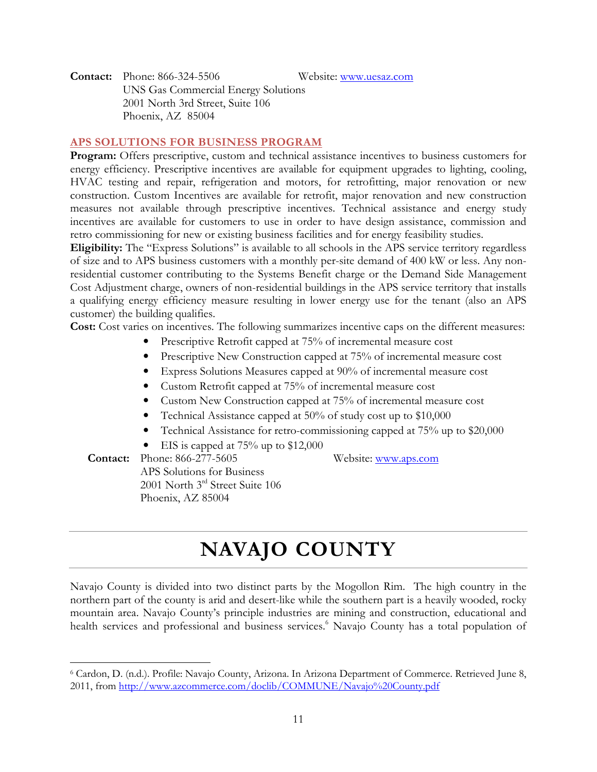**Contact:** Phone: 866-324-5506 Website: www.uesaz.com
UNS Gas Commercial Energy Solutions
2001 North 3rd Street, Suite 106
Phoenix, AZ 85004

## APS SOLUTIONS FOR BUSINESS PROGRAM

**Program:** Offers prescriptive, custom and technical assistance incentives to business customers for energy efficiency. Prescriptive incentives are available for equipment upgrades to lighting, cooling, HVAC testing and repair, refrigeration and motors, for retrofitting, major renovation or new construction. Custom Incentives are available for retrofit, major renovation and new construction measures not available through prescriptive incentives. Technical assistance and energy study incentives are available for customers to use in order to have design assistance, commission and retro commissioning for new or existing business facilities and for energy feasibility studies.

**Eligibility:** The "Express Solutions" is available to all schools in the APS service territory regardless of size and to APS business customers with a monthly per-site demand of 400 kW or less. Any non-residential customer contributing to the Systems Benefit charge or the Demand Side Management Cost Adjustment charge, owners of non-residential buildings in the APS service territory that installs a qualifying energy efficiency measure resulting in lower energy use for the tenant (also an APS customer) the building qualifies.

**Cost:** Cost varies on incentives. The following summarizes incentive caps on the different measures:

- Prescriptive Retrofit capped at 75% of incremental measure cost
- Prescriptive New Construction capped at 75% of incremental measure cost
- Express Solutions Measures capped at 90% of incremental measure cost
- Custom Retrofit capped at 75% of incremental measure cost
- Custom New Construction capped at 75% of incremental measure cost
- Technical Assistance capped at 50% of study cost up to $10,000
- Technical Assistance for retro-commissioning capped at 75% up to $20,000
- EIS is capped at 75% up to $12,000

**Contact:** Phone: 866-277-5605 Website: www.aps.com
APS Solutions for Business
2001 North 3rd Street Suite 106
Phoenix, AZ 85004

# NAVAJO COUNTY

Navajo County is divided into two distinct parts by the Mogollon Rim. The high country in the northern part of the county is arid and desert-like while the southern part is a heavily wooded, rocky mountain area. Navajo County's principle industries are mining and construction, educational and health services and professional and business services.[6] Navajo County has a total population of

[6] Cardon, D. (n.d.). Profile: Navajo County, Arizona. In Arizona Department of Commerce. Retrieved June 8, 2011, from http://www.azcommerce.com/doclib/COMMUNE/Navajo%20County.pdf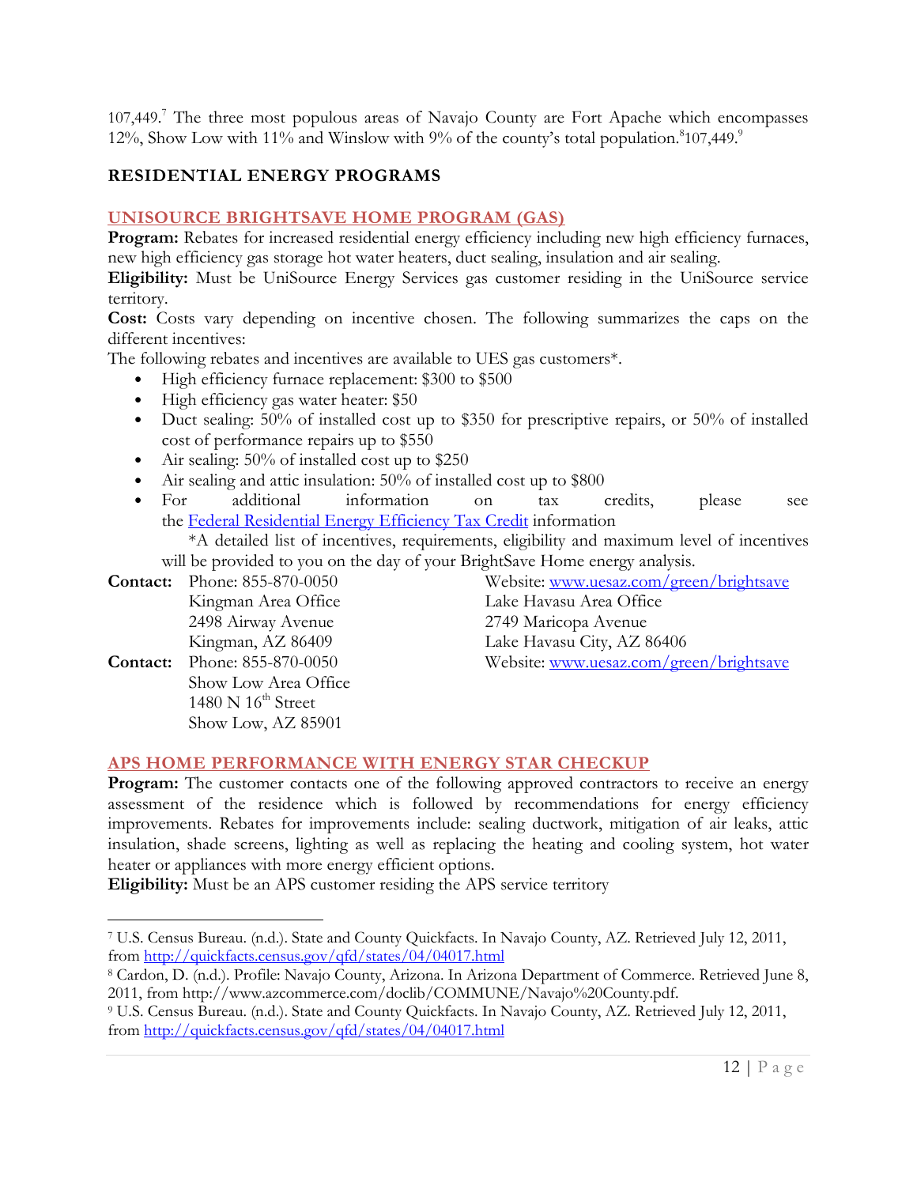107,449.[7] The three most populous areas of Navajo County are Fort Apache which encompasses 12%, Show Low with 11% and Winslow with 9% of the county's total population.[8]107,449.[9]

## RESIDENTIAL ENERGY PROGRAMS

### UNISOURCE BRIGHTSAVE HOME PROGRAM (GAS)

**Program:** Rebates for increased residential energy efficiency including new high efficiency furnaces, new high efficiency gas storage hot water heaters, duct sealing, insulation and air sealing.

**Eligibility:** Must be UniSource Energy Services gas customer residing in the UniSource service territory.

**Cost:** Costs vary depending on incentive chosen. The following summarizes the caps on the different incentives:

The following rebates and incentives are available to UES gas customers*.

- High efficiency furnace replacement: $300 to $500
- High efficiency gas water heater: $50
- Duct sealing: 50% of installed cost up to $350 for prescriptive repairs, or 50% of installed cost of performance repairs up to $550
- Air sealing: 50% of installed cost up to $250
- Air sealing and attic insulation: 50% of installed cost up to $800
- For additional information on tax credits, please see the Federal Residential Energy Efficiency Tax Credit information

  *A detailed list of incentives, requirements, eligibility and maximum level of incentives will be provided to you on the day of your BrightSave Home energy analysis.

**Contact:** Phone: 855-870-0050
Website: www.uesaz.com/green/brightsave
Kingman Area Office
2498 Airway Avenue
Kingman, AZ 86409

Lake Havasu Area Office
2749 Maricopa Avenue
Lake Havasu City, AZ 86406

**Contact:** Phone: 855-870-0050
Website: www.uesaz.com/green/brightsave
Show Low Area Office
1480 N 16th Street
Show Low, AZ 85901

### APS HOME PERFORMANCE WITH ENERGY STAR CHECKUP

**Program:** The customer contacts one of the following approved contractors to receive an energy assessment of the residence which is followed by recommendations for energy efficiency improvements. Rebates for improvements include: sealing ductwork, mitigation of air leaks, attic insulation, shade screens, lighting as well as replacing the heating and cooling system, hot water heater or appliances with more energy efficient options.

**Eligibility:** Must be an APS customer residing the APS service territory

---

[7] U.S. Census Bureau. (n.d.). State and County Quickfacts. In Navajo County, AZ. Retrieved July 12, 2011, from http://quickfacts.census.gov/qfd/states/04/04017.html

[8] Cardon, D. (n.d.). Profile: Navajo County, Arizona. In Arizona Department of Commerce. Retrieved June 8, 2011, from http://www.azcommerce.com/doclib/COMMUNE/Navajo%20County.pdf.

[9] U.S. Census Bureau. (n.d.). State and County Quickfacts. In Navajo County, AZ. Retrieved July 12, 2011, from http://quickfacts.census.gov/qfd/states/04/04017.html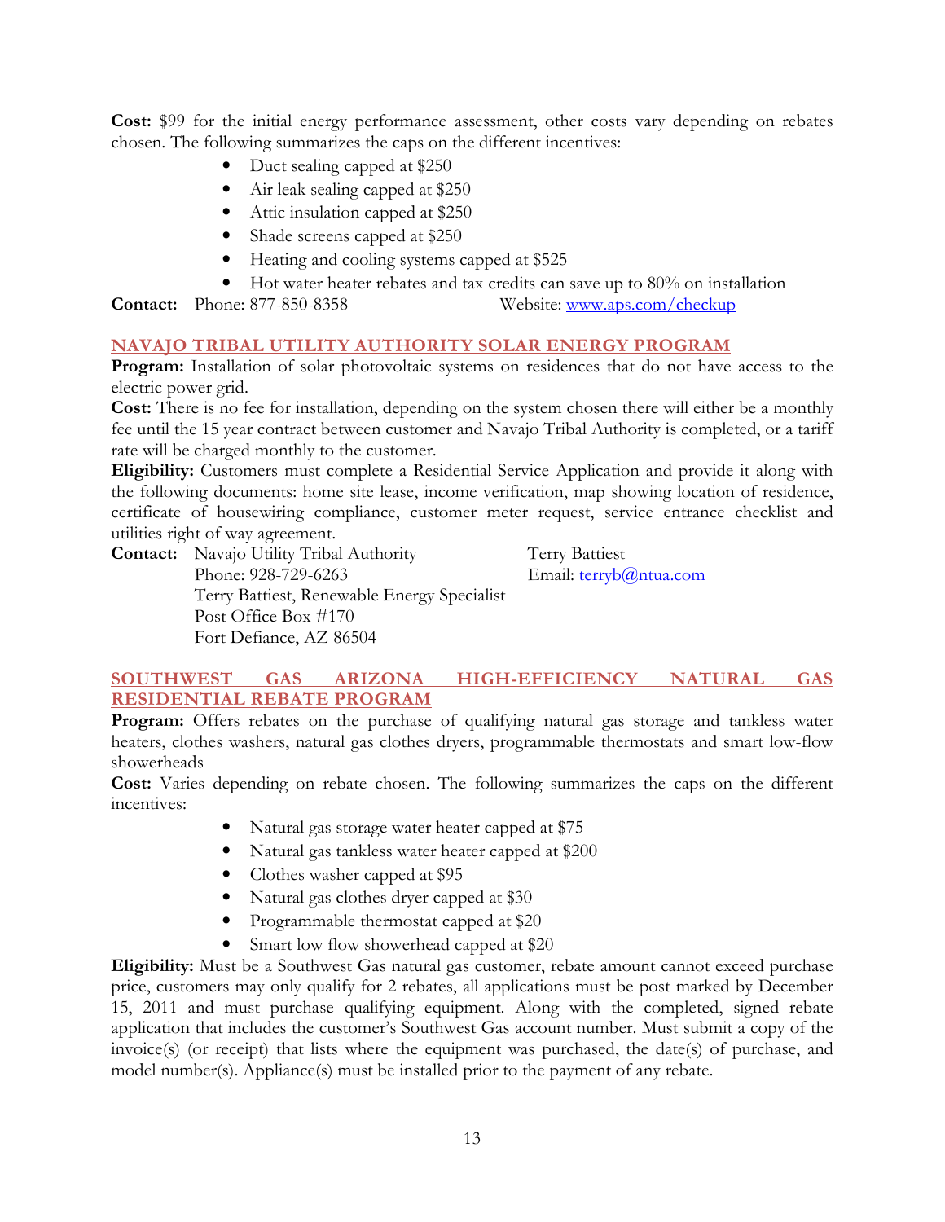**Cost:** $99 for the initial energy performance assessment, other costs vary depending on rebates chosen. The following summarizes the caps on the different incentives:

- Duct sealing capped at $250
- Air leak sealing capped at $250
- Attic insulation capped at $250
- Shade screens capped at $250
- Heating and cooling systems capped at $525
- Hot water heater rebates and tax credits can save up to 80% on installation

**Contact:** Phone: 877-850-8358 Website: [www.aps.com/checkup](http://www.aps.com/checkup)

## NAVAJO TRIBAL UTILITY AUTHORITY SOLAR ENERGY PROGRAM

**Program:** Installation of solar photovoltaic systems on residences that do not have access to the electric power grid.

**Cost:** There is no fee for installation, depending on the system chosen there will either be a monthly fee until the 15 year contract between customer and Navajo Tribal Authority is completed, or a tariff rate will be charged monthly to the customer.

**Eligibility:** Customers must complete a Residential Service Application and provide it along with the following documents: home site lease, income verification, map showing location of residence, certificate of housewiring compliance, customer meter request, service entrance checklist and utilities right of way agreement.

**Contact:** Navajo Utility Tribal Authority
Phone: 928-729-6263
Terry Battiest, Renewable Energy Specialist
Post Office Box #170
Fort Defiance, AZ 86504

Terry Battiest
Email: [terryb@ntua.com](mailto:terryb@ntua.com)

## SOUTHWEST GAS ARIZONA HIGH-EFFICIENCY NATURAL GAS RESIDENTIAL REBATE PROGRAM

**Program:** Offers rebates on the purchase of qualifying natural gas storage and tankless water heaters, clothes washers, natural gas clothes dryers, programmable thermostats and smart low-flow showerheads

**Cost:** Varies depending on rebate chosen. The following summarizes the caps on the different incentives:

- Natural gas storage water heater capped at $75
- Natural gas tankless water heater capped at $200
- Clothes washer capped at $95
- Natural gas clothes dryer capped at $30
- Programmable thermostat capped at $20
- Smart low flow showerhead capped at $20

**Eligibility:** Must be a Southwest Gas natural gas customer, rebate amount cannot exceed purchase price, customers may only qualify for 2 rebates, all applications must be post marked by December 15, 2011 and must purchase qualifying equipment. Along with the completed, signed rebate application that includes the customer's Southwest Gas account number. Must submit a copy of the invoice(s) (or receipt) that lists where the equipment was purchased, the date(s) of purchase, and model number(s). Appliance(s) must be installed prior to the payment of any rebate.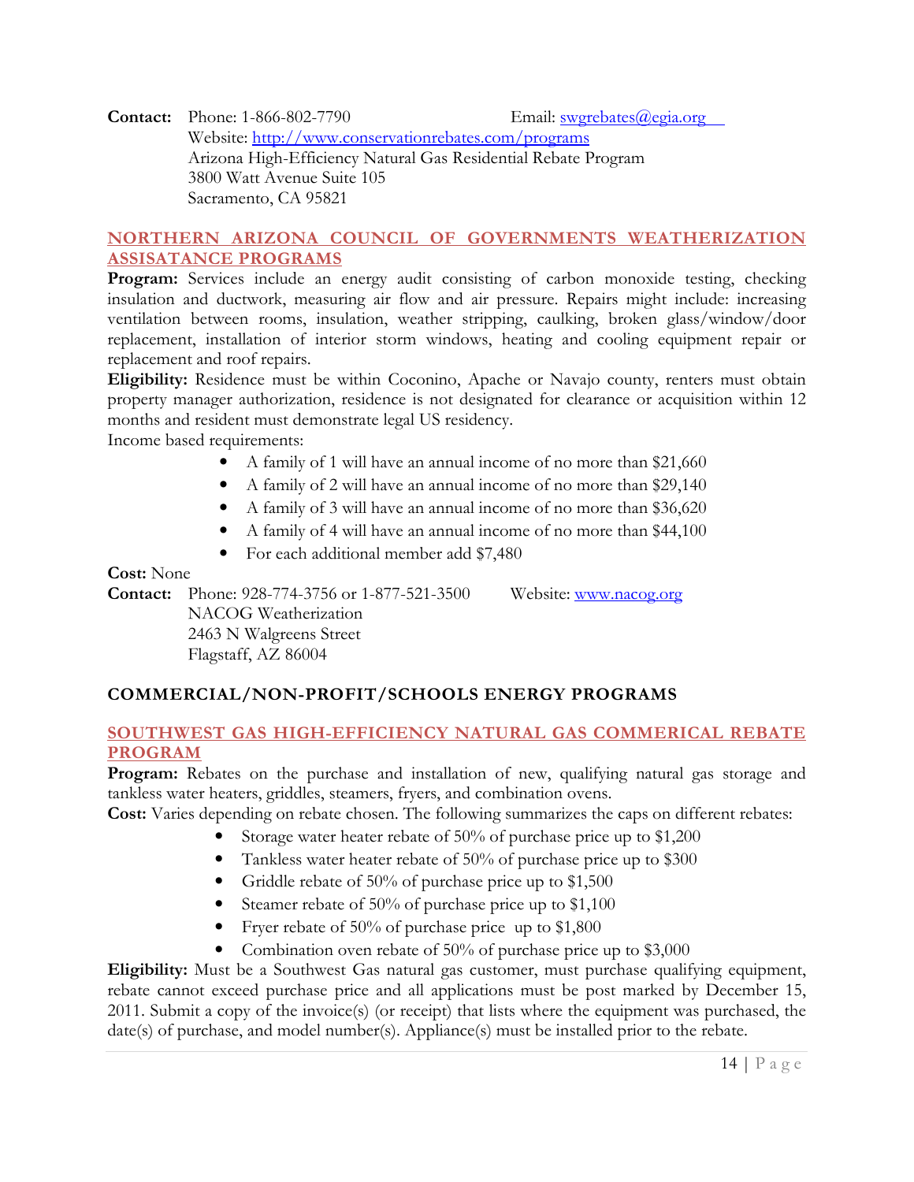**Contact:** Phone: 1-866-802-7790 Email: swgrebates@egia.org
Website: http://www.conservationrebates.com/programs
Arizona High-Efficiency Natural Gas Residential Rebate Program
3800 Watt Avenue Suite 105
Sacramento, CA 95821

### NORTHERN ARIZONA COUNCIL OF GOVERNMENTS WEATHERIZATION ASSISATANCE PROGRAMS

**Program:** Services include an energy audit consisting of carbon monoxide testing, checking insulation and ductwork, measuring air flow and air pressure. Repairs might include: increasing ventilation between rooms, insulation, weather stripping, caulking, broken glass/window/door replacement, installation of interior storm windows, heating and cooling equipment repair or replacement and roof repairs.

**Eligibility:** Residence must be within Coconino, Apache or Navajo county, renters must obtain property manager authorization, residence is not designated for clearance or acquisition within 12 months and resident must demonstrate legal US residency.

Income based requirements:

- A family of 1 will have an annual income of no more than $21,660
- A family of 2 will have an annual income of no more than $29,140
- A family of 3 will have an annual income of no more than $36,620
- A family of 4 will have an annual income of no more than $44,100
- For each additional member add $7,480

**Cost:** None

**Contact:** Phone: 928-774-3756 or 1-877-521-3500 Website: www.nacog.org
NACOG Weatherization
2463 N Walgreens Street
Flagstaff, AZ 86004

## COMMERCIAL/NON-PROFIT/SCHOOLS ENERGY PROGRAMS

### SOUTHWEST GAS HIGH-EFFICIENCY NATURAL GAS COMMERICAL REBATE PROGRAM

**Program:** Rebates on the purchase and installation of new, qualifying natural gas storage and tankless water heaters, griddles, steamers, fryers, and combination ovens.

**Cost:** Varies depending on rebate chosen. The following summarizes the caps on different rebates:

- Storage water heater rebate of 50% of purchase price up to $1,200
- Tankless water heater rebate of 50% of purchase price up to $300
- Griddle rebate of 50% of purchase price up to $1,500
- Steamer rebate of 50% of purchase price up to $1,100
- Fryer rebate of 50% of purchase price up to $1,800
- Combination oven rebate of 50% of purchase price up to $3,000

**Eligibility:** Must be a Southwest Gas natural gas customer, must purchase qualifying equipment, rebate cannot exceed purchase price and all applications must be post marked by December 15, 2011. Submit a copy of the invoice(s) (or receipt) that lists where the equipment was purchased, the date(s) of purchase, and model number(s). Appliance(s) must be installed prior to the rebate.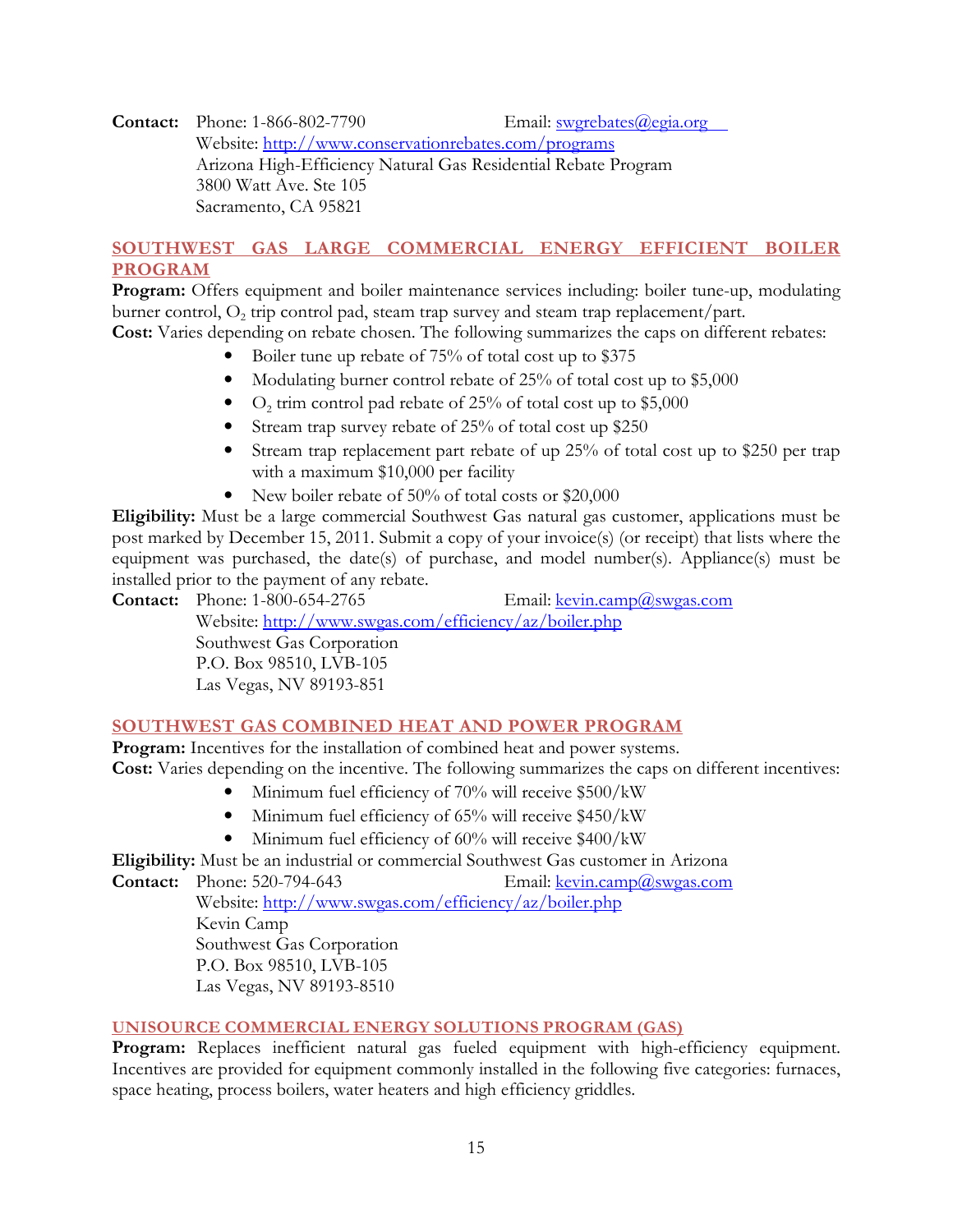**Contact:** Phone: 1-866-802-7790 Email: swgrebates@egia.org
Website: http://www.conservationrebates.com/programs
Arizona High-Efficiency Natural Gas Residential Rebate Program
3800 Watt Ave. Ste 105
Sacramento, CA 95821

## SOUTHWEST GAS LARGE COMMERCIAL ENERGY EFFICIENT BOILER PROGRAM

**Program:** Offers equipment and boiler maintenance services including: boiler tune-up, modulating burner control, $O_2$ trip control pad, steam trap survey and steam trap replacement/part.

**Cost:** Varies depending on rebate chosen. The following summarizes the caps on different rebates:

- Boiler tune up rebate of 75% of total cost up to $375
- Modulating burner control rebate of 25% of total cost up to $5,000
- $O_2$ trim control pad rebate of 25% of total cost up to $5,000
- Stream trap survey rebate of 25% of total cost up $250
- Stream trap replacement part rebate of up 25% of total cost up to $250 per trap with a maximum $10,000 per facility
- New boiler rebate of 50% of total costs or $20,000

**Eligibility:** Must be a large commercial Southwest Gas natural gas customer, applications must be post marked by December 15, 2011. Submit a copy of your invoice(s) (or receipt) that lists where the equipment was purchased, the date(s) of purchase, and model number(s). Appliance(s) must be installed prior to the payment of any rebate.

**Contact:** Phone: 1-800-654-2765 Email: kevin.camp@swgas.com
Website: http://www.swgas.com/efficiency/az/boiler.php
Southwest Gas Corporation
P.O. Box 98510, LVB-105
Las Vegas, NV 89193-851

## SOUTHWEST GAS COMBINED HEAT AND POWER PROGRAM

**Program:** Incentives for the installation of combined heat and power systems.

**Cost:** Varies depending on the incentive. The following summarizes the caps on different incentives:

- Minimum fuel efficiency of 70% will receive $500/kW
- Minimum fuel efficiency of 65% will receive $450/kW
- Minimum fuel efficiency of 60% will receive $400/kW

**Eligibility:** Must be an industrial or commercial Southwest Gas customer in Arizona

**Contact:** Phone: 520-794-643 Email: kevin.camp@swgas.com
Website: http://www.swgas.com/efficiency/az/boiler.php
Kevin Camp
Southwest Gas Corporation
P.O. Box 98510, LVB-105
Las Vegas, NV 89193-8510

## UNISOURCE COMMERCIAL ENERGY SOLUTIONS PROGRAM (GAS)

**Program:** Replaces inefficient natural gas fueled equipment with high-efficiency equipment. Incentives are provided for equipment commonly installed in the following five categories: furnaces, space heating, process boilers, water heaters and high efficiency griddles.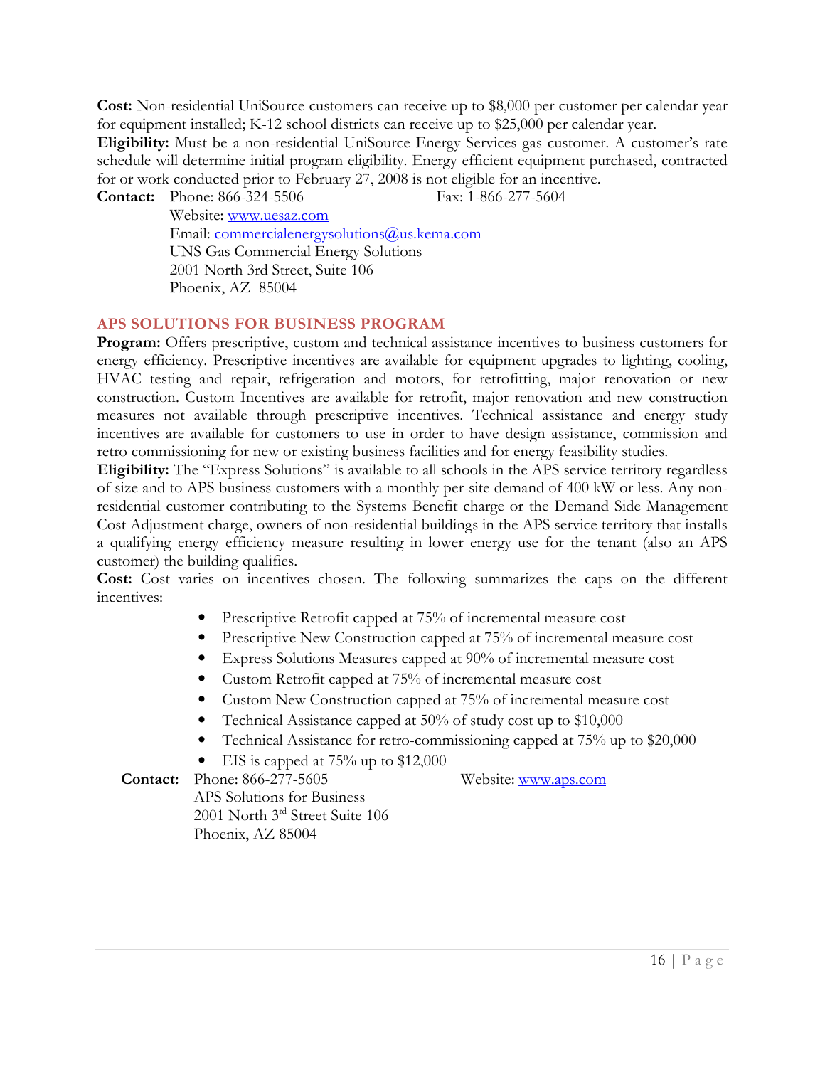**Cost:** Non-residential UniSource customers can receive up to $8,000 per customer per calendar year for equipment installed; K-12 school districts can receive up to $25,000 per calendar year.
**Eligibility:** Must be a non-residential UniSource Energy Services gas customer. A customer's rate schedule will determine initial program eligibility. Energy efficient equipment purchased, contracted for or work conducted prior to February 27, 2008 is not eligible for an incentive.
**Contact:** Phone: 866-324-5506 Fax: 1-866-277-5604
Website: www.uesaz.com
Email: commercialenergysolutions@us.kema.com
UNS Gas Commercial Energy Solutions
2001 North 3rd Street, Suite 106
Phoenix, AZ 85004

## APS SOLUTIONS FOR BUSINESS PROGRAM

**Program:** Offers prescriptive, custom and technical assistance incentives to business customers for energy efficiency. Prescriptive incentives are available for equipment upgrades to lighting, cooling, HVAC testing and repair, refrigeration and motors, for retrofitting, major renovation or new construction. Custom Incentives are available for retrofit, major renovation and new construction measures not available through prescriptive incentives. Technical assistance and energy study incentives are available for customers to use in order to have design assistance, commission and retro commissioning for new or existing business facilities and for energy feasibility studies.
**Eligibility:** The "Express Solutions" is available to all schools in the APS service territory regardless of size and to APS business customers with a monthly per-site demand of 400 kW or less. Any non-residential customer contributing to the Systems Benefit charge or the Demand Side Management Cost Adjustment charge, owners of non-residential buildings in the APS service territory that installs a qualifying energy efficiency measure resulting in lower energy use for the tenant (also an APS customer) the building qualifies.
**Cost:** Cost varies on incentives chosen. The following summarizes the caps on the different incentives:

- Prescriptive Retrofit capped at 75% of incremental measure cost
- Prescriptive New Construction capped at 75% of incremental measure cost
- Express Solutions Measures capped at 90% of incremental measure cost
- Custom Retrofit capped at 75% of incremental measure cost
- Custom New Construction capped at 75% of incremental measure cost
- Technical Assistance capped at 50% of study cost up to $10,000
- Technical Assistance for retro-commissioning capped at 75% up to $20,000
- EIS is capped at 75% up to $12,000

**Contact:** Phone: 866-277-5605 Website: www.aps.com
APS Solutions for Business
2001 North 3rd Street Suite 106
Phoenix, AZ 85004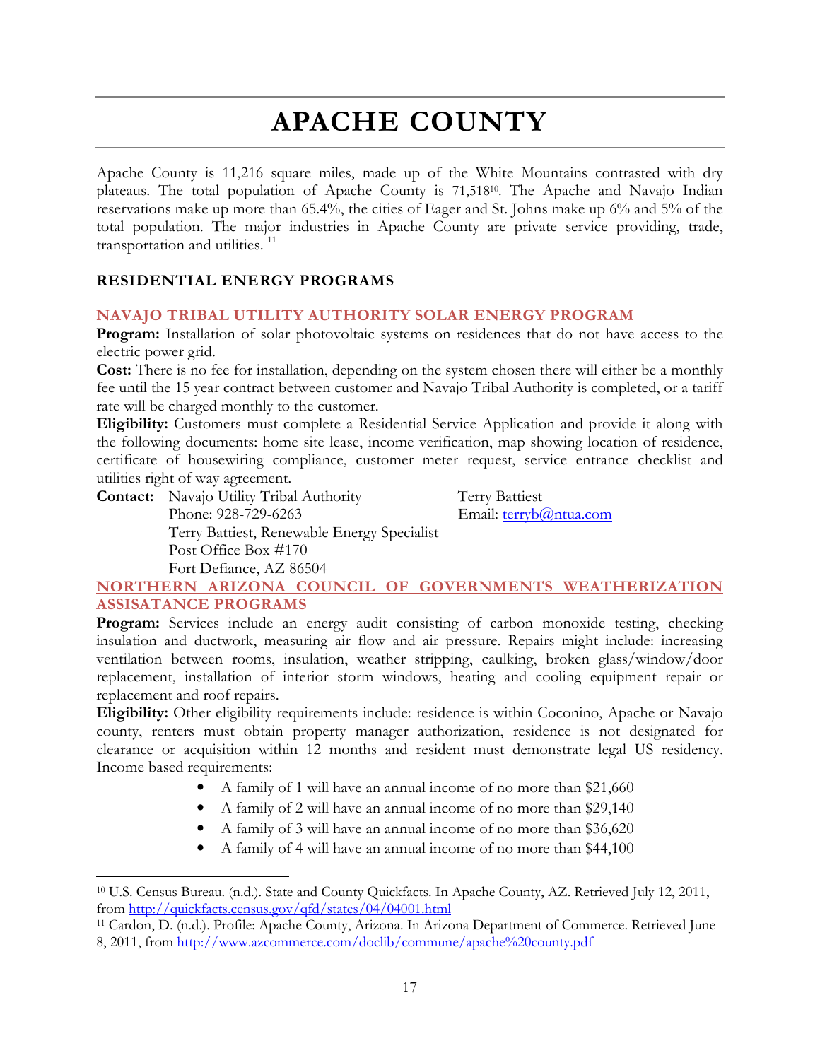# APACHE COUNTY

Apache County is 11,216 square miles, made up of the White Mountains contrasted with dry plateaus. The total population of Apache County is 71,518[10]. The Apache and Navajo Indian reservations make up more than 65.4%, the cities of Eager and St. Johns make up 6% and 5% of the total population. The major industries in Apache County are private service providing, trade, transportation and utilities. [11]

## RESIDENTIAL ENERGY PROGRAMS

### NAVAJO TRIBAL UTILITY AUTHORITY SOLAR ENERGY PROGRAM

**Program:** Installation of solar photovoltaic systems on residences that do not have access to the electric power grid.

**Cost:** There is no fee for installation, depending on the system chosen there will either be a monthly fee until the 15 year contract between customer and Navajo Tribal Authority is completed, or a tariff rate will be charged monthly to the customer.

**Eligibility:** Customers must complete a Residential Service Application and provide it along with the following documents: home site lease, income verification, map showing location of residence, certificate of housewiring compliance, customer meter request, service entrance checklist and utilities right of way agreement.

**Contact:** Navajo Utility Tribal Authority
Phone: 928-729-6263
Terry Battiest, Renewable Energy Specialist
Post Office Box #170
Fort Defiance, AZ 86504

Terry Battiest
Email: terryb@ntua.com

### NORTHERN ARIZONA COUNCIL OF GOVERNMENTS WEATHERIZATION ASSISATANCE PROGRAMS

**Program:** Services include an energy audit consisting of carbon monoxide testing, checking insulation and ductwork, measuring air flow and air pressure. Repairs might include: increasing ventilation between rooms, insulation, weather stripping, caulking, broken glass/window/door replacement, installation of interior storm windows, heating and cooling equipment repair or replacement and roof repairs.

**Eligibility:** Other eligibility requirements include: residence is within Coconino, Apache or Navajo county, renters must obtain property manager authorization, residence is not designated for clearance or acquisition within 12 months and resident must demonstrate legal US residency. Income based requirements:

- A family of 1 will have an annual income of no more than $21,660
- A family of 2 will have an annual income of no more than $29,140
- A family of 3 will have an annual income of no more than $36,620
- A family of 4 will have an annual income of no more than $44,100

---

[10] U.S. Census Bureau. (n.d.). State and County Quickfacts. In Apache County, AZ. Retrieved July 12, 2011, from http://quickfacts.census.gov/qfd/states/04/04001.html

[11] Cardon, D. (n.d.). Profile: Apache County, Arizona. In Arizona Department of Commerce. Retrieved June 8, 2011, from http://www.azcommerce.com/doclib/commune/apache%20county.pdf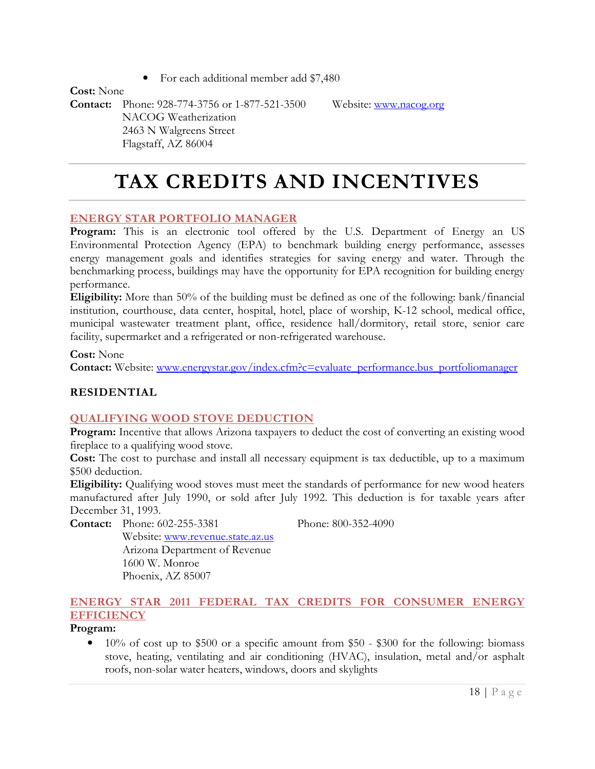- For each additional member add $7,480

**Cost:** None

**Contact:** Phone: 928-774-3756 or 1-877-521-3500 Website: [www.nacog.org](http://www.nacog.org)
NACOG Weatherization
2463 N Walgreens Street
Flagstaff, AZ 86004

# TAX CREDITS AND INCENTIVES

### ENERGY STAR PORTFOLIO MANAGER

**Program:** This is an electronic tool offered by the U.S. Department of Energy an US Environmental Protection Agency (EPA) to benchmark building energy performance, assesses energy management goals and identifies strategies for saving energy and water. Through the benchmarking process, buildings may have the opportunity for EPA recognition for building energy performance.

**Eligibility:** More than 50% of the building must be defined as one of the following: bank/financial institution, courthouse, data center, hospital, hotel, place of worship, K-12 school, medical office, municipal wastewater treatment plant, office, residence hall/dormitory, retail store, senior care facility, supermarket and a refrigerated or non-refrigerated warehouse.

**Cost:** None

**Contact:** Website: [www.energystar.gov/index.cfm?c=evaluate_performance.bus_portfoliomanager](http://www.energystar.gov/index.cfm?c=evaluate_performance.bus_portfoliomanager)

## RESIDENTIAL

### QUALIFYING WOOD STOVE DEDUCTION

**Program:** Incentive that allows Arizona taxpayers to deduct the cost of converting an existing wood fireplace to a qualifying wood stove.

**Cost:** The cost to purchase and install all necessary equipment is tax deductible, up to a maximum $500 deduction.

**Eligibility:** Qualifying wood stoves must meet the standards of performance for new wood heaters manufactured after July 1990, or sold after July 1992. This deduction is for taxable years after December 31, 1993.

**Contact:** Phone: 602-255-3381 Phone: 800-352-4090
Website: [www.revenue.state.az.us](http://www.revenue.state.az.us)
Arizona Department of Revenue
1600 W. Monroe
Phoenix, AZ 85007

### ENERGY STAR 2011 FEDERAL TAX CREDITS FOR CONSUMER ENERGY EFFICIENCY

**Program:**

- 10% of cost up to $500 or a specific amount from $50 - $300 for the following: biomass stove, heating, ventilating and air conditioning (HVAC), insulation, metal and/or asphalt roofs, non-solar water heaters, windows, doors and skylights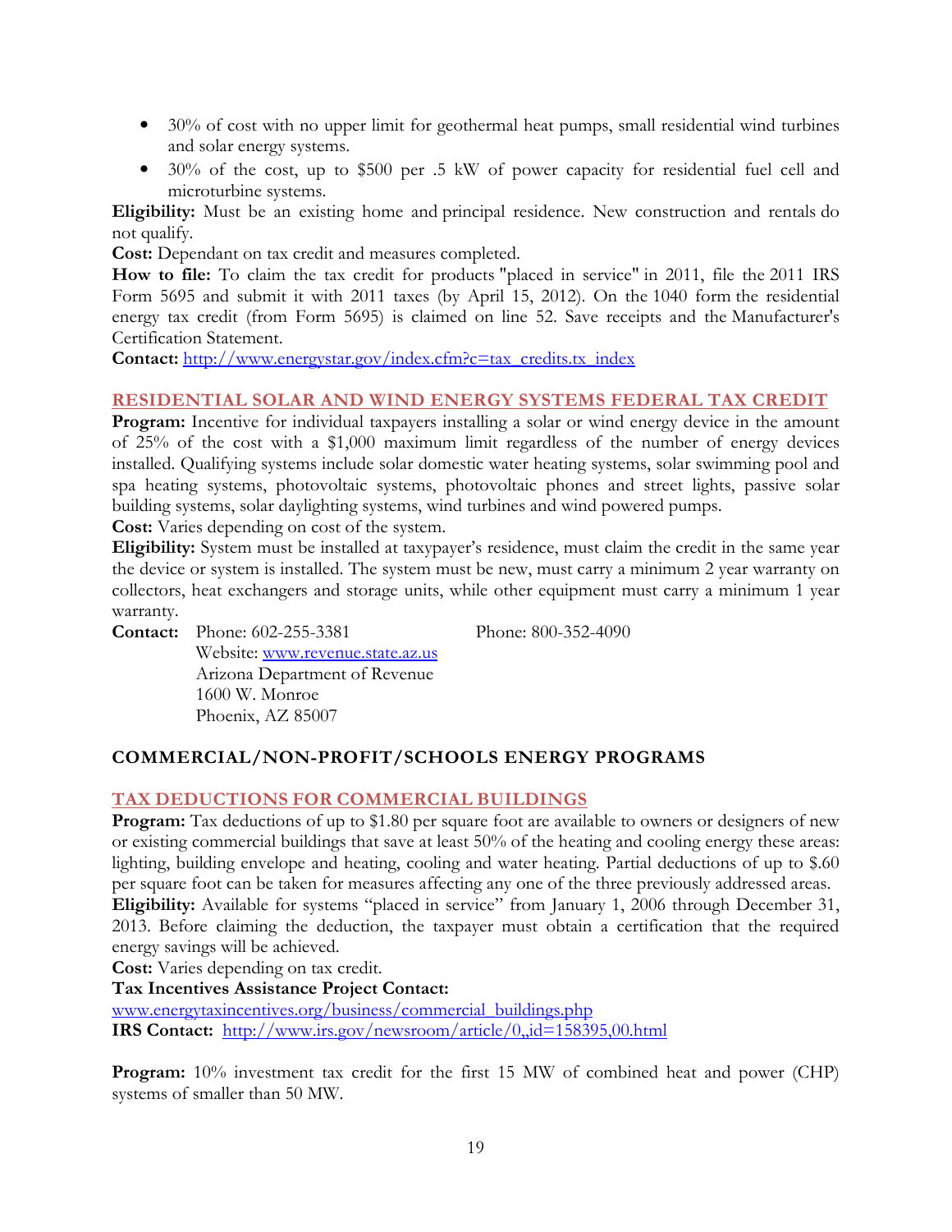- 30% of cost with no upper limit for geothermal heat pumps, small residential wind turbines and solar energy systems.
- 30% of the cost, up to $500 per .5 kW of power capacity for residential fuel cell and microturbine systems.

**Eligibility:** Must be an existing home and principal residence. New construction and rentals do not qualify.
**Cost:** Dependant on tax credit and measures completed.
**How to file:** To claim the tax credit for products "placed in service" in 2011, file the 2011 IRS Form 5695 and submit it with 2011 taxes (by April 15, 2012). On the 1040 form the residential energy tax credit (from Form 5695) is claimed on line 52. Save receipts and the Manufacturer's Certification Statement.
**Contact:** http://www.energystar.gov/index.cfm?c=tax_credits.tx_index

### RESIDENTIAL SOLAR AND WIND ENERGY SYSTEMS FEDERAL TAX CREDIT

**Program:** Incentive for individual taxpayers installing a solar or wind energy device in the amount of 25% of the cost with a $1,000 maximum limit regardless of the number of energy devices installed. Qualifying systems include solar domestic water heating systems, solar swimming pool and spa heating systems, photovoltaic systems, photovoltaic phones and street lights, passive solar building systems, solar daylighting systems, wind turbines and wind powered pumps.
**Cost:** Varies depending on cost of the system.
**Eligibility:** System must be installed at taxpayer's residence, must claim the credit in the same year the device or system is installed. The system must be new, must carry a minimum 2 year warranty on collectors, heat exchangers and storage units, while other equipment must carry a minimum 1 year warranty.
**Contact:** Phone: 602-255-3381 Phone: 800-352-4090
Website: www.revenue.state.az.us
Arizona Department of Revenue
1600 W. Monroe
Phoenix, AZ 85007

## COMMERCIAL/NON-PROFIT/SCHOOLS ENERGY PROGRAMS

### TAX DEDUCTIONS FOR COMMERCIAL BUILDINGS

**Program:** Tax deductions of up to $1.80 per square foot are available to owners or designers of new or existing commercial buildings that save at least 50% of the heating and cooling energy these areas: lighting, building envelope and heating, cooling and water heating. Partial deductions of up to $.60 per square foot can be taken for measures affecting any one of the three previously addressed areas.
**Eligibility:** Available for systems "placed in service" from January 1, 2006 through December 31, 2013. Before claiming the deduction, the taxpayer must obtain a certification that the required energy savings will be achieved.
**Cost:** Varies depending on tax credit.
**Tax Incentives Assistance Project Contact:**
www.energytaxincentives.org/business/commercial_buildings.php
**IRS Contact:** http://www.irs.gov/newsroom/article/0,,id=158395,00.html

**Program:** 10% investment tax credit for the first 15 MW of combined heat and power (CHP) systems of smaller than 50 MW.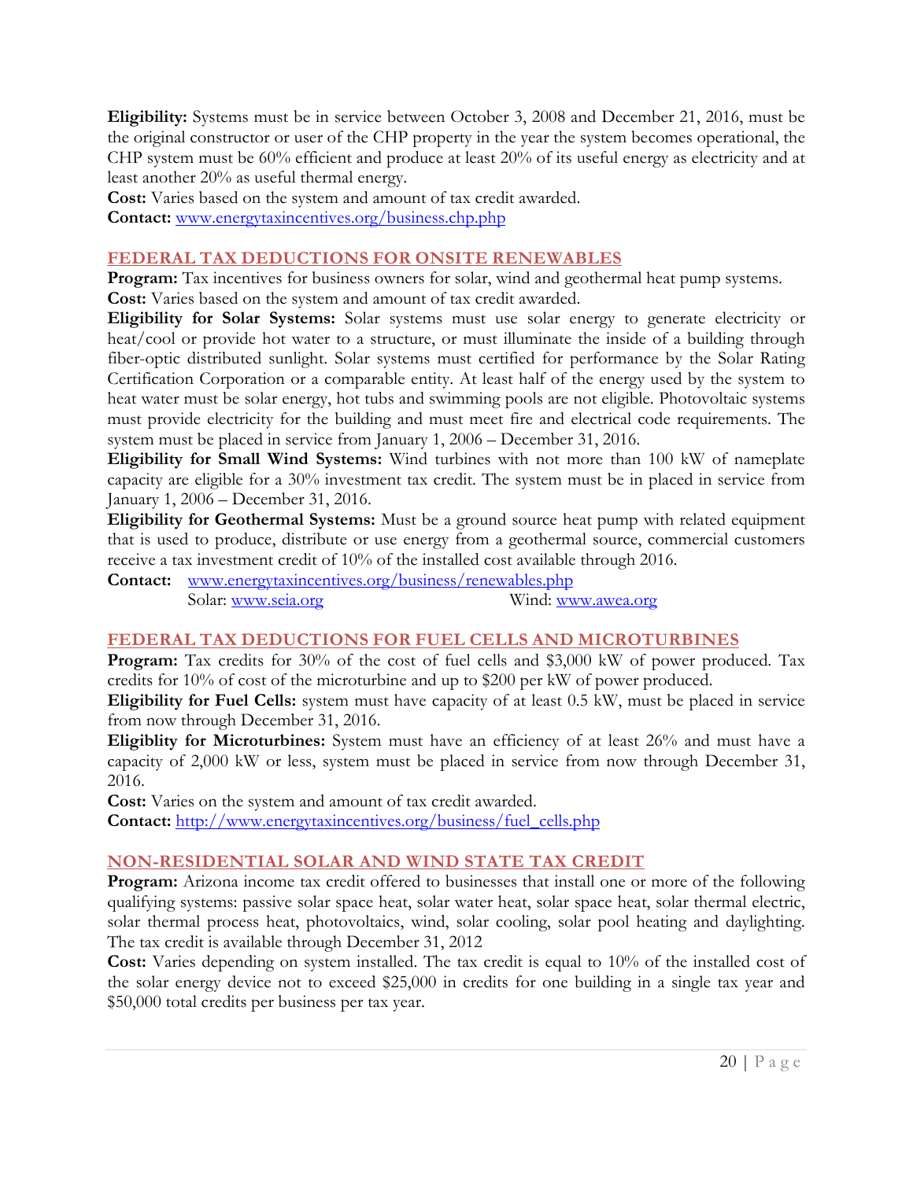**Eligibility:** Systems must be in service between October 3, 2008 and December 21, 2016, must be the original constructor or user of the CHP property in the year the system becomes operational, the CHP system must be 60% efficient and produce at least 20% of its useful energy as electricity and at least another 20% as useful thermal energy.

**Cost:** Varies based on the system and amount of tax credit awarded.

**Contact:** [www.energytaxincentives.org/business.chp.php](www.energytaxincentives.org/business.chp.php)

## FEDERAL TAX DEDUCTIONS FOR ONSITE RENEWABLES

**Program:** Tax incentives for business owners for solar, wind and geothermal heat pump systems.

**Cost:** Varies based on the system and amount of tax credit awarded.

**Eligibility for Solar Systems:** Solar systems must use solar energy to generate electricity or heat/cool or provide hot water to a structure, or must illuminate the inside of a building through fiber-optic distributed sunlight. Solar systems must certified for performance by the Solar Rating Certification Corporation or a comparable entity. At least half of the energy used by the system to heat water must be solar energy, hot tubs and swimming pools are not eligible. Photovoltaic systems must provide electricity for the building and must meet fire and electrical code requirements. The system must be placed in service from January 1, 2006 – December 31, 2016.

**Eligibility for Small Wind Systems:** Wind turbines with not more than 100 kW of nameplate capacity are eligible for a 30% investment tax credit. The system must be in placed in service from January 1, 2006 – December 31, 2016.

**Eligibility for Geothermal Systems:** Must be a ground source heat pump with related equipment that is used to produce, distribute or use energy from a geothermal source, commercial customers receive a tax investment credit of 10% of the installed cost available through 2016.

**Contact:** [www.energytaxincentives.org/business/renewables.php](www.energytaxincentives.org/business/renewables.php)
Solar: [www.seia.org](www.seia.org) Wind: [www.awea.org](www.awea.org)

## FEDERAL TAX DEDUCTIONS FOR FUEL CELLS AND MICROTURBINES

**Program:** Tax credits for 30% of the cost of fuel cells and $3,000 kW of power produced. Tax credits for 10% of cost of the microturbine and up to $200 per kW of power produced.

**Eligibility for Fuel Cells:** system must have capacity of at least 0.5 kW, must be placed in service from now through December 31, 2016.

**Eligiblity for Microturbines:** System must have an efficiency of at least 26% and must have a capacity of 2,000 kW or less, system must be placed in service from now through December 31, 2016.

**Cost:** Varies on the system and amount of tax credit awarded.

**Contact:** [http://www.energytaxincentives.org/business/fuel_cells.php](http://www.energytaxincentives.org/business/fuel_cells.php)

## NON-RESIDENTIAL SOLAR AND WIND STATE TAX CREDIT

**Program:** Arizona income tax credit offered to businesses that install one or more of the following qualifying systems: passive solar space heat, solar water heat, solar space heat, solar thermal electric, solar thermal process heat, photovoltaics, wind, solar cooling, solar pool heating and daylighting. The tax credit is available through December 31, 2012

**Cost:** Varies depending on system installed. The tax credit is equal to 10% of the installed cost of the solar energy device not to exceed $25,000 in credits for one building in a single tax year and $50,000 total credits per business per tax year.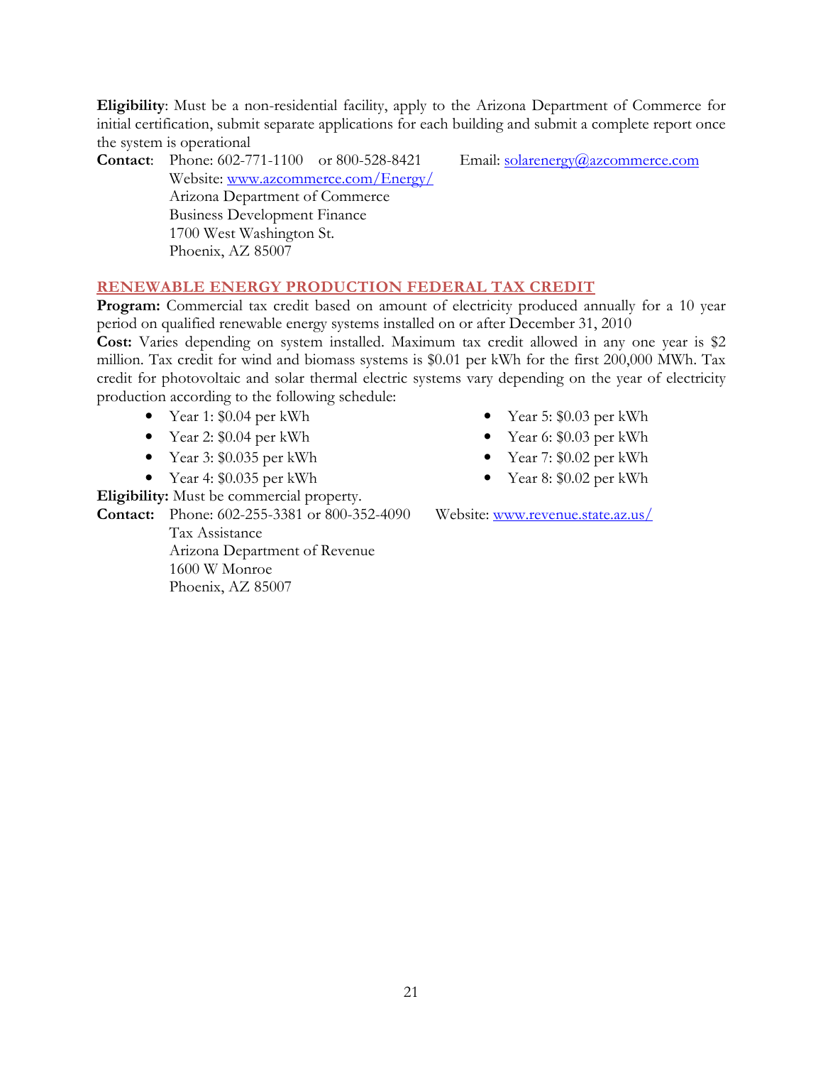**Eligibility**: Must be a non-residential facility, apply to the Arizona Department of Commerce for initial certification, submit separate applications for each building and submit a complete report once the system is operational

**Contact**: Phone: 602-771-1100 or 800-528-8421  Email: solarenergy@azcommerce.com
Website: www.azcommerce.com/Energy/
Arizona Department of Commerce
Business Development Finance
1700 West Washington St.
Phoenix, AZ 85007

## RENEWABLE ENERGY PRODUCTION FEDERAL TAX CREDIT

**Program:** Commercial tax credit based on amount of electricity produced annually for a 10 year period on qualified renewable energy systems installed on or after December 31, 2010

**Cost:** Varies depending on system installed. Maximum tax credit allowed in any one year is $2 million. Tax credit for wind and biomass systems is $0.01 per kWh for the first 200,000 MWh. Tax credit for photovoltaic and solar thermal electric systems vary depending on the year of electricity production according to the following schedule:

- Year 1: $0.04 per kWh
- Year 2: $0.04 per kWh
- Year 3: $0.035 per kWh
- Year 4: $0.035 per kWh
- Year 5: $0.03 per kWh
- Year 6: $0.03 per kWh
- Year 7: $0.02 per kWh
- Year 8: $0.02 per kWh

**Eligibility:** Must be commercial property.

**Contact:** Phone: 602-255-3381 or 800-352-4090  Website: www.revenue.state.az.us/
Tax Assistance
Arizona Department of Revenue
1600 W Monroe
Phoenix, AZ 85007